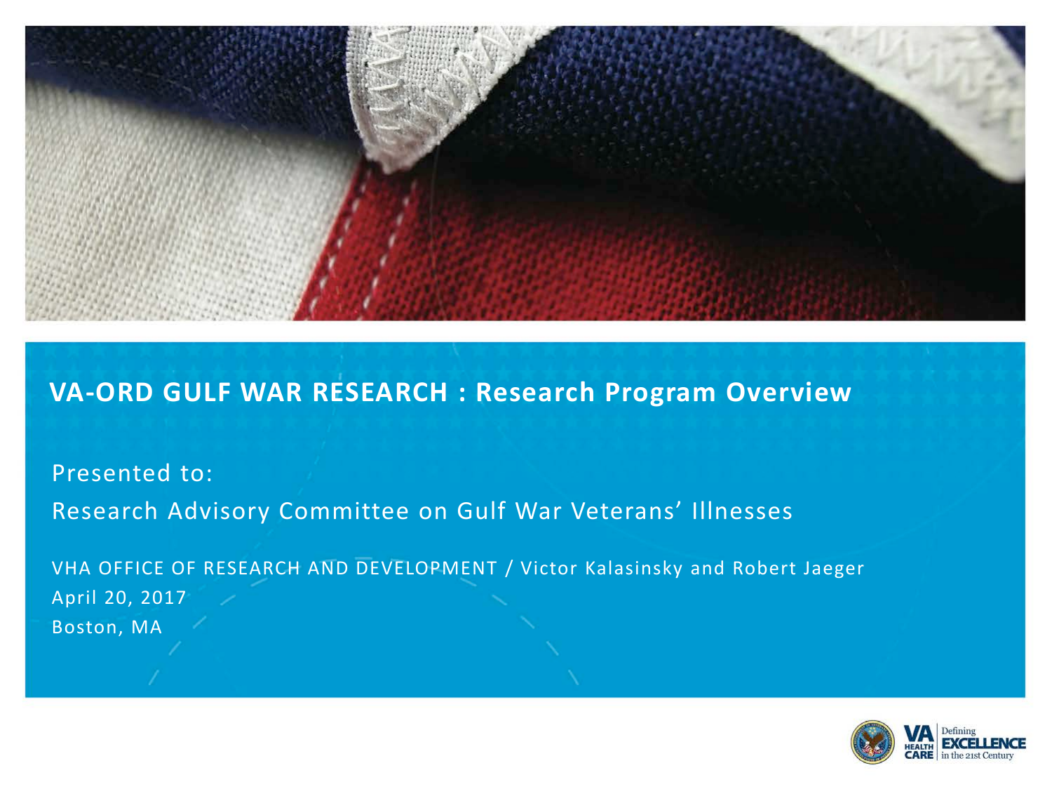# VA-ORD GULF WAR RESEARCH : Research Program Overview

Presented to:

Research Advisory Committee on Gulf War Veterans' Illnesses

VHA OFFICE OF RESEARCH AND DEVELOPMENT / Victor Kalasinsky and Robert Jaeger

April 20, 2017

Boston, MA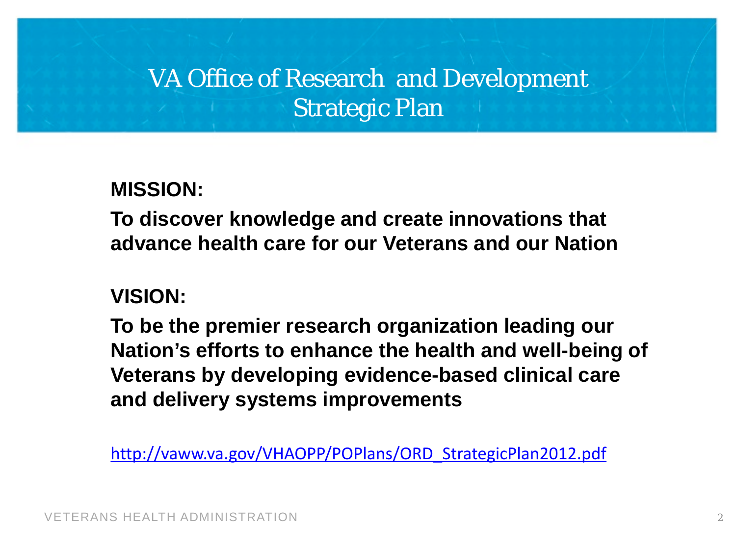# VA Office of Research and Development Strategic Plan

**MISSION:**

**To discover knowledge and create innovations that advance health care for our Veterans and our Nation**

**VISION:**

**To be the premier research organization leading our Nation's efforts to enhance the health and well-being of Veterans by developing evidence-based clinical care and delivery systems improvements**

[http://vaww.va.gov/VHAOPP/POPlans/ORD_StrategicPlan2012.pdf](http://vaww.va.gov/VHAOPP/POPlans/ORD_StrategicPlan2012.pdf)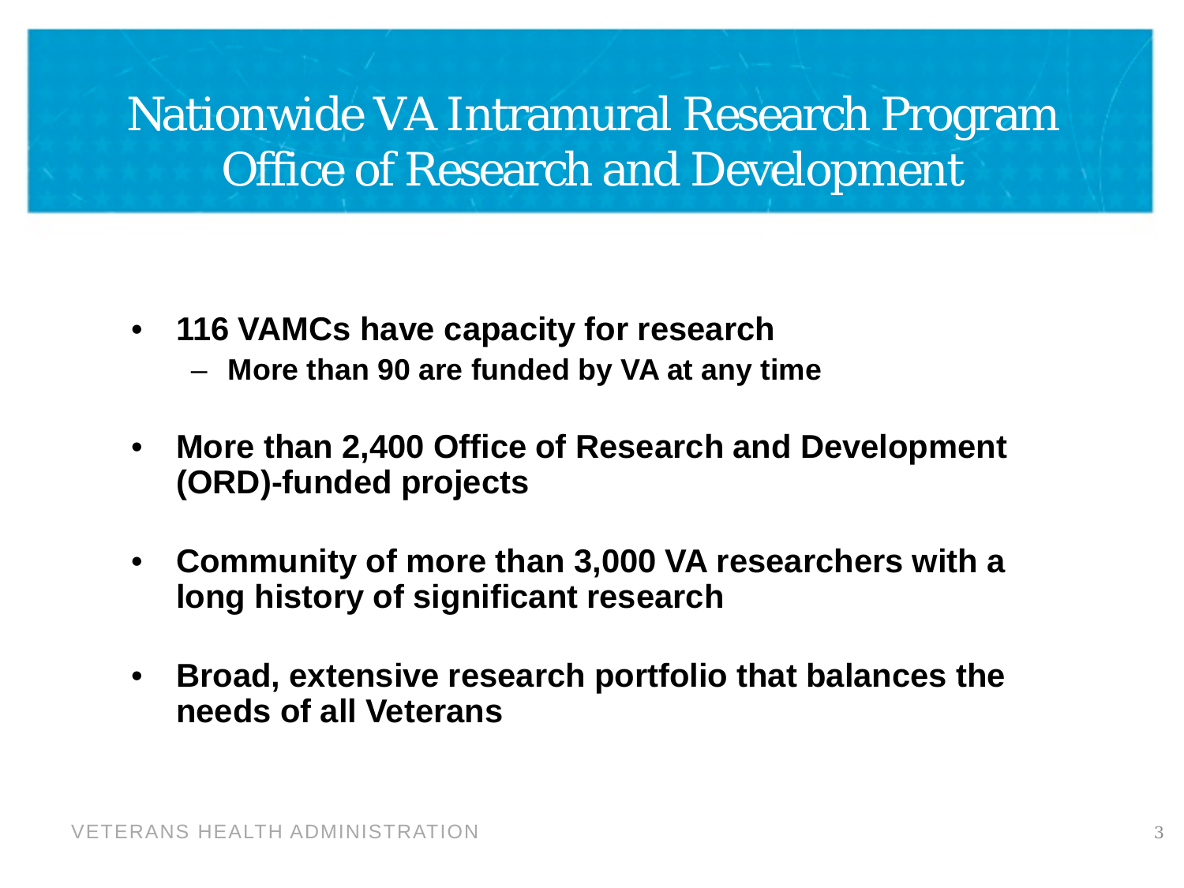# Nationwide VA Intramural Research Program
# Office of Research and Development

- **116 VAMCs have capacity for research**
  - **More than 90 are funded by VA at any time**
- **More than 2,400 Office of Research and Development (ORD)-funded projects**
- **Community of more than 3,000 VA researchers with a long history of significant research**
- **Broad, extensive research portfolio that balances the needs of all Veterans**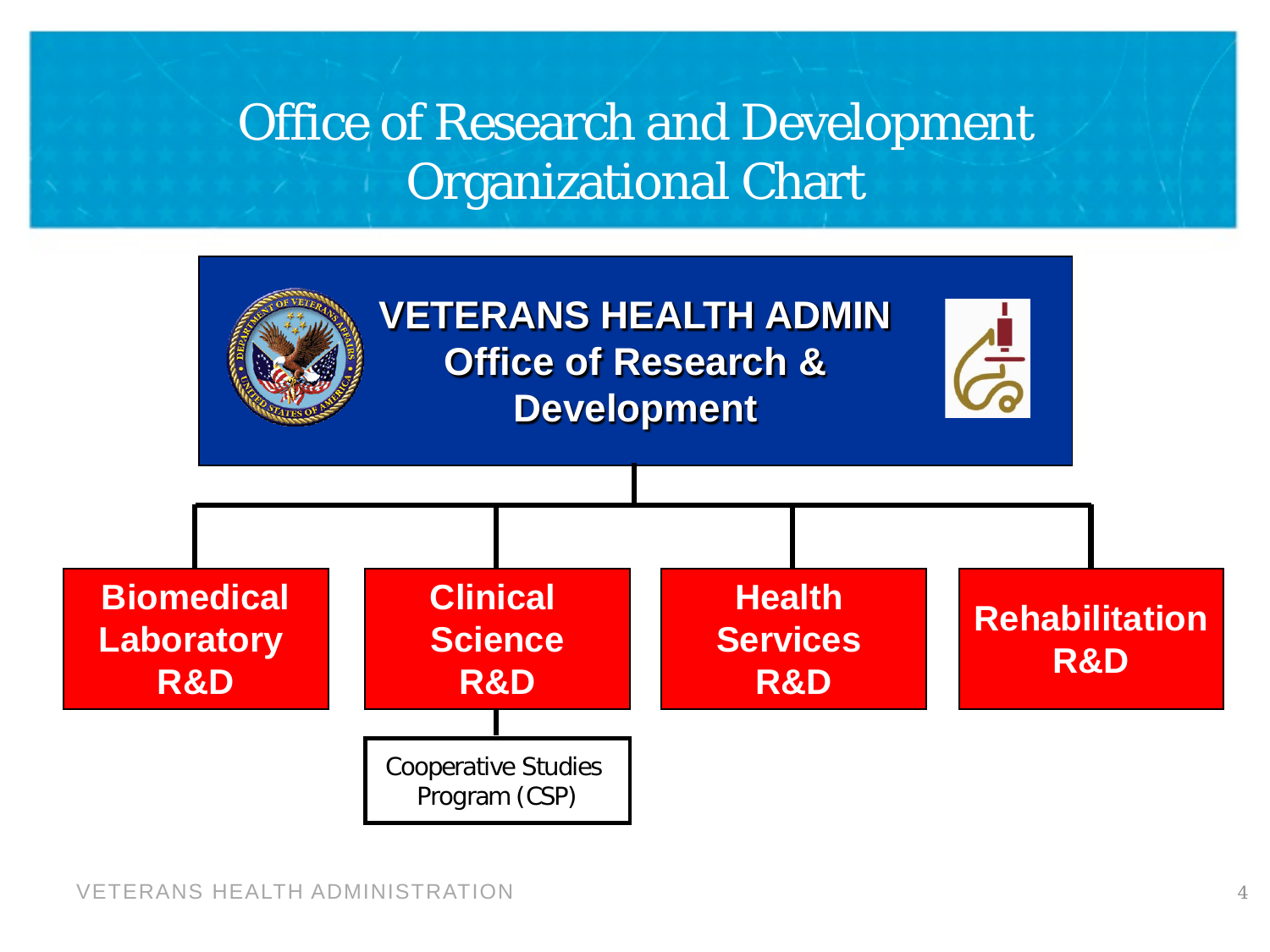# Office of Research and Development Organizational Chart

**VETERANS HEALTH ADMIN**
**Office of Research & Development**

- **Biomedical Laboratory R&D**
- **Clinical Science R&D**
  - Cooperative Studies Program (CSP)
- **Health Services R&D**
- **Rehabilitation R&D**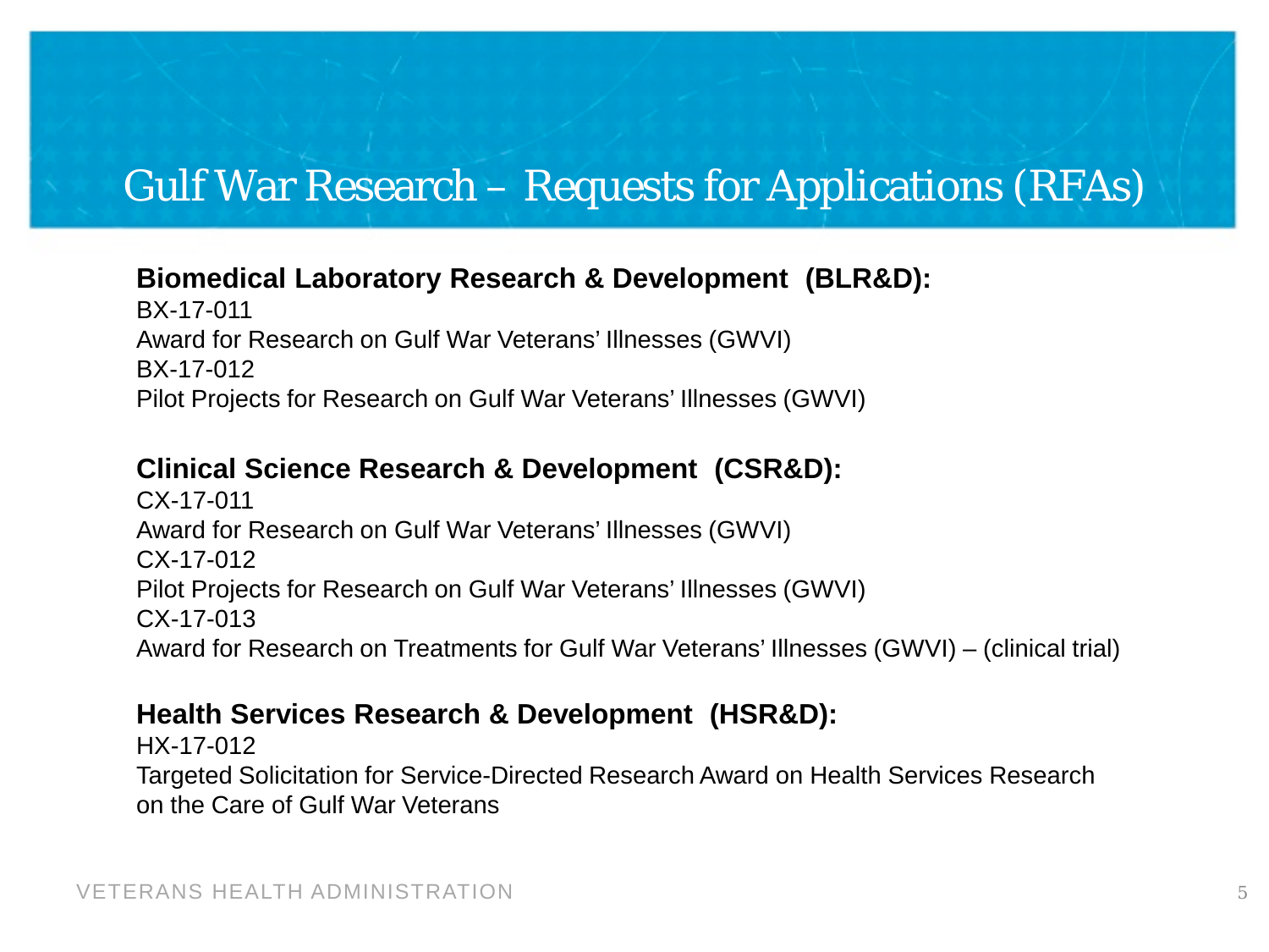# Gulf War Research – Requests for Applications (RFAs)

**Biomedical Laboratory Research & Development (BLR&D):**

BX-17-011
Award for Research on Gulf War Veterans' Illnesses (GWVI)
BX-17-012
Pilot Projects for Research on Gulf War Veterans' Illnesses (GWVI)

**Clinical Science Research & Development (CSR&D):**

CX-17-011
Award for Research on Gulf War Veterans' Illnesses (GWVI)
CX-17-012
Pilot Projects for Research on Gulf War Veterans' Illnesses (GWVI)
CX-17-013
Award for Research on Treatments for Gulf War Veterans' Illnesses (GWVI) – (clinical trial)

**Health Services Research & Development (HSR&D):**

HX-17-012
Targeted Solicitation for Service-Directed Research Award on Health Services Research on the Care of Gulf War Veterans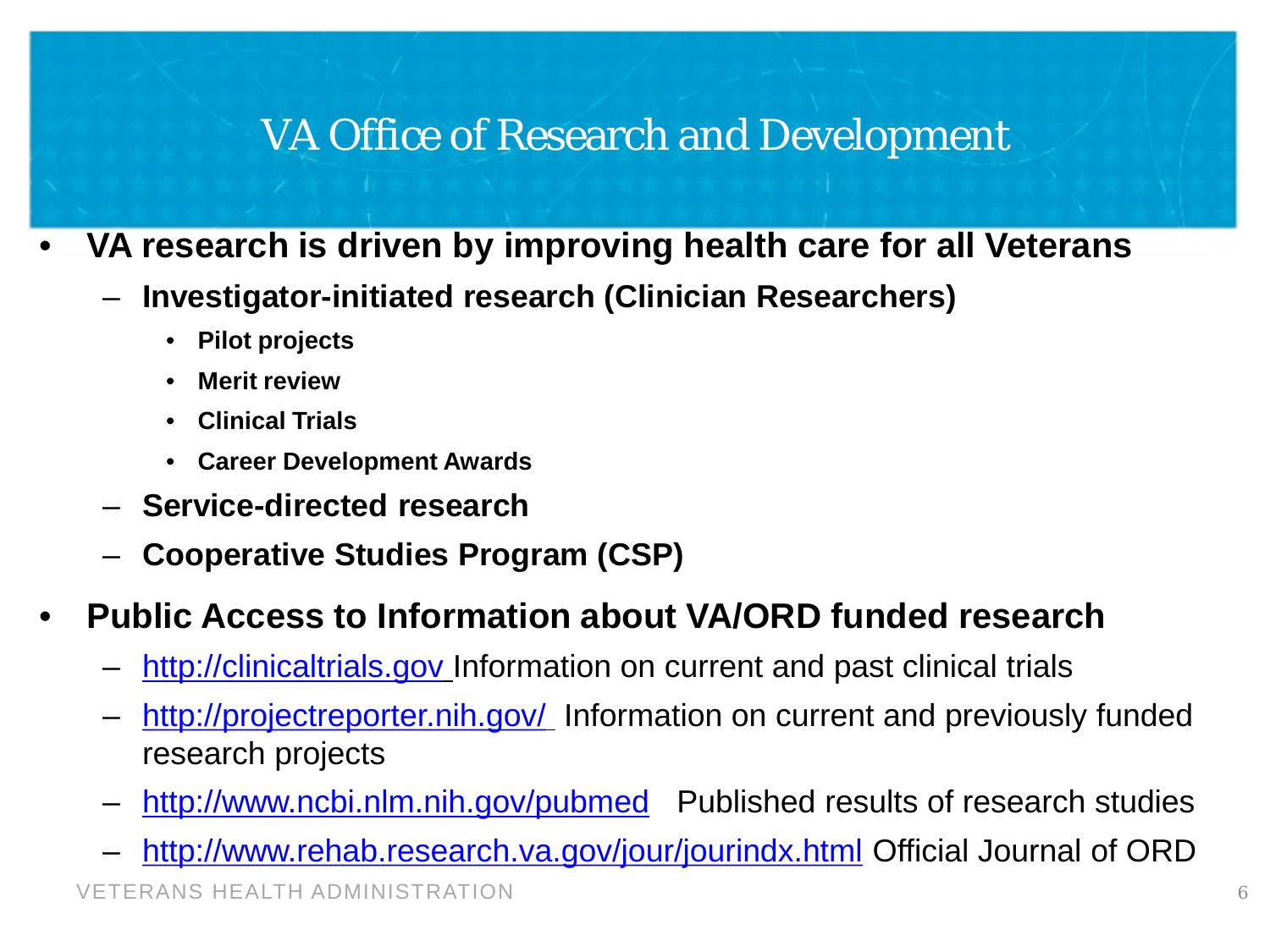# VA Office of Research and Development

- **VA research is driven by improving health care for all Veterans**
  - **Investigator-initiated research (Clinician Researchers)**
    - **Pilot projects**
    - **Merit review**
    - **Clinical Trials**
    - **Career Development Awards**
  - **Service-directed research**
  - **Cooperative Studies Program (CSP)**
- **Public Access to Information about VA/ORD funded research**
  - http://clinicaltrials.gov Information on current and past clinical trials
  - http://projectreporter.nih.gov/ Information on current and previously funded research projects
  - http://www.ncbi.nlm.nih.gov/pubmed Published results of research studies
  - http://www.rehab.research.va.gov/jour/jourindx.html Official Journal of ORD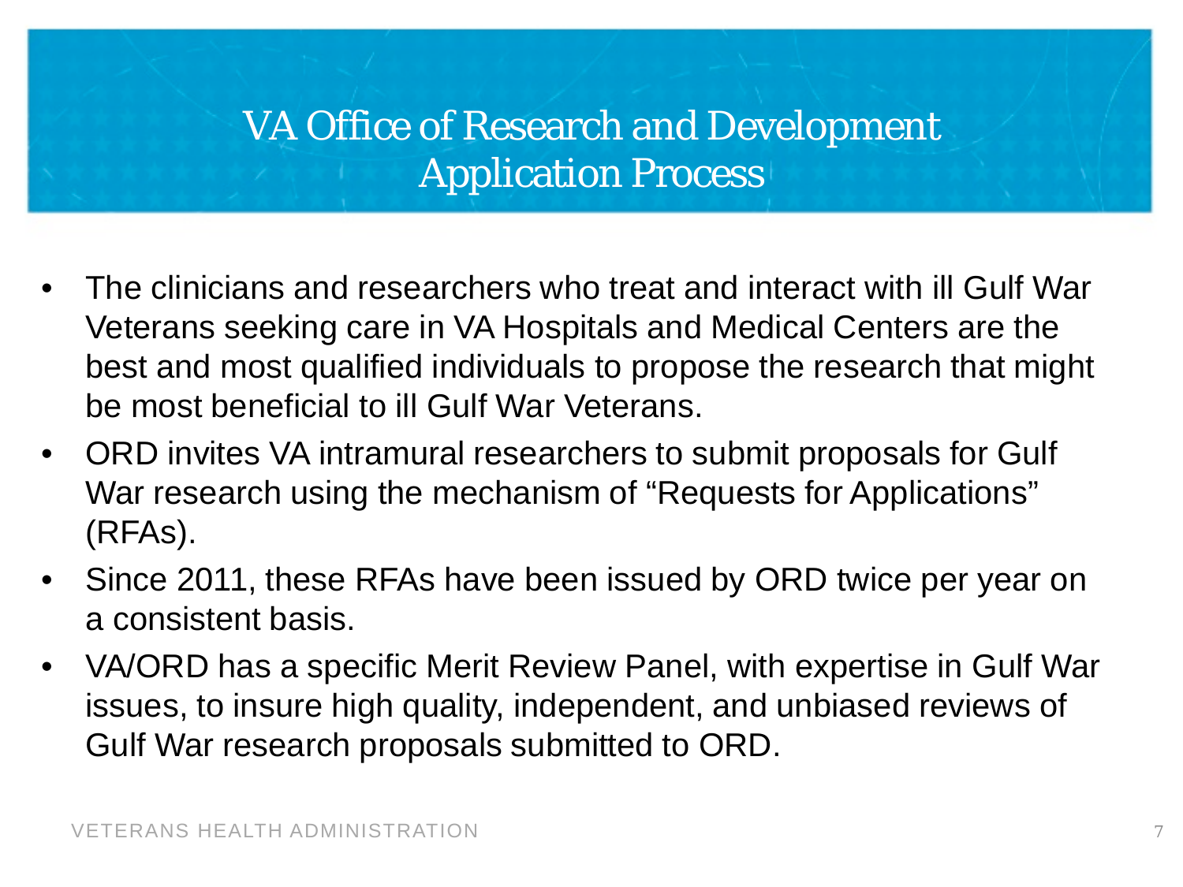# VA Office of Research and Development Application Process

- The clinicians and researchers who treat and interact with ill Gulf War Veterans seeking care in VA Hospitals and Medical Centers are the best and most qualified individuals to propose the research that might be most beneficial to ill Gulf War Veterans.
- ORD invites VA intramural researchers to submit proposals for Gulf War research using the mechanism of "Requests for Applications" (RFAs).
- Since 2011, these RFAs have been issued by ORD twice per year on a consistent basis.
- VA/ORD has a specific Merit Review Panel, with expertise in Gulf War issues, to insure high quality, independent, and unbiased reviews of Gulf War research proposals submitted to ORD.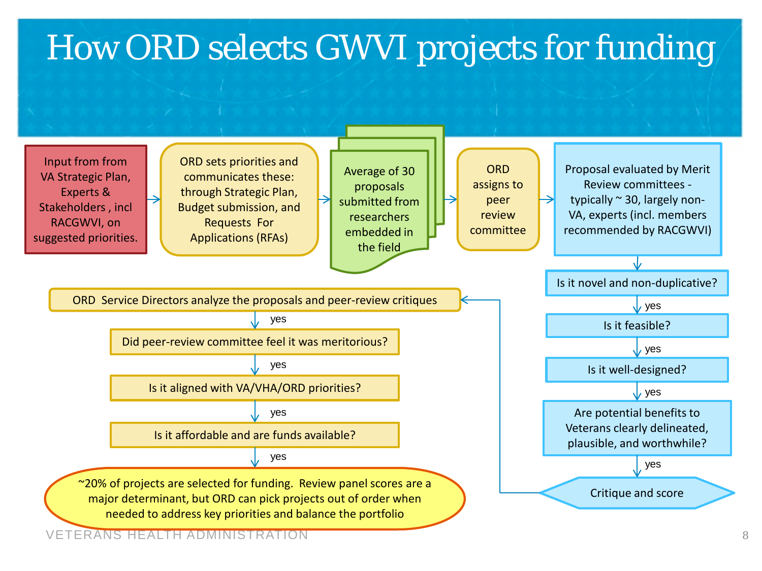# How ORD selects GWVI projects for funding

Input from from VA Strategic Plan, Experts & Stakeholders , incl RACGWVI, on suggested priorities.
→ ORD sets priorities and communicates these: through Strategic Plan, Budget submission, and Requests For Applications (RFAs)
→ Average of 30 proposals submitted from researchers embedded in the field
→ ORD assigns to peer review committee
→ Proposal evaluated by Merit Review committees - typically ~ 30, largely non-VA, experts (incl. members recommended by RACGWVI)

- Is it novel and non-duplicative?
  - yes
- Is it feasible?
  - yes
- Is it well-designed?
  - yes
- Are potential benefits to Veterans clearly delineated, plausible, and worthwhile?
  - yes
- Critique and score

→ ORD Service Directors analyze the proposals and peer-review critiques
- yes
- Did peer-review committee feel it was meritorious?
  - yes
- Is it aligned with VA/VHA/ORD priorities?
  - yes
- Is it affordable and are funds available?
  - yes

~20% of projects are selected for funding. Review panel scores are a major determinant, but ORD can pick projects out of order when needed to address key priorities and balance the portfolio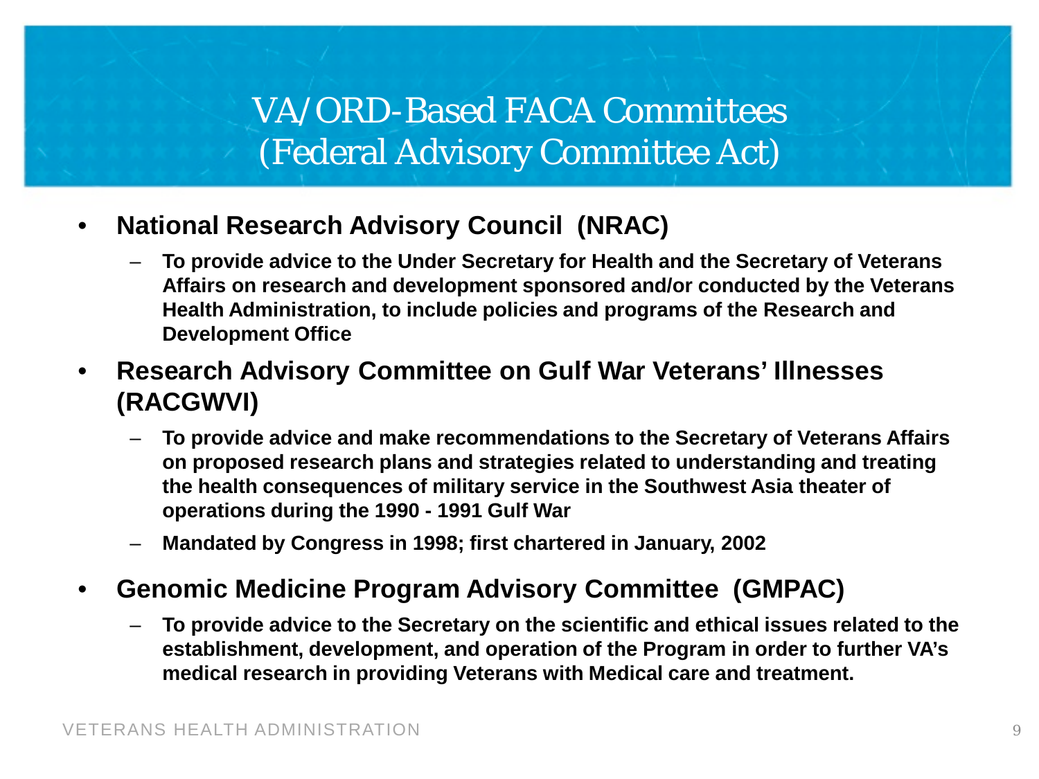# VA/ORD-Based FACA Committees (Federal Advisory Committee Act)

- **National Research Advisory Council (NRAC)**
  - **To provide advice to the Under Secretary for Health and the Secretary of Veterans Affairs on research and development sponsored and/or conducted by the Veterans Health Administration, to include policies and programs of the Research and Development Office**
- **Research Advisory Committee on Gulf War Veterans' Illnesses (RACGWVI)**
  - **To provide advice and make recommendations to the Secretary of Veterans Affairs on proposed research plans and strategies related to understanding and treating the health consequences of military service in the Southwest Asia theater of operations during the 1990 - 1991 Gulf War**
  - **Mandated by Congress in 1998; first chartered in January, 2002**
- **Genomic Medicine Program Advisory Committee (GMPAC)**
  - **To provide advice to the Secretary on the scientific and ethical issues related to the establishment, development, and operation of the Program in order to further VA's medical research in providing Veterans with Medical care and treatment.**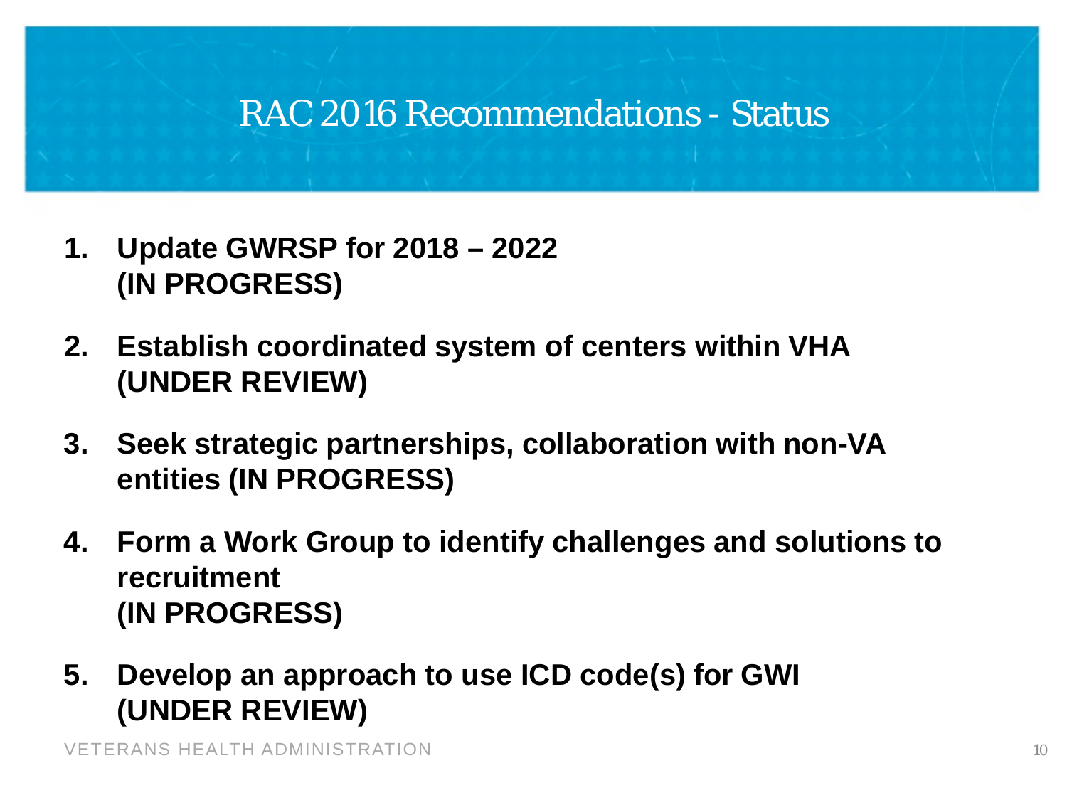# RAC 2016 Recommendations - Status

1. **Update GWRSP for 2018 – 2022 (IN PROGRESS)**
2. **Establish coordinated system of centers within VHA (UNDER REVIEW)**
3. **Seek strategic partnerships, collaboration with non-VA entities (IN PROGRESS)**
4. **Form a Work Group to identify challenges and solutions to recruitment (IN PROGRESS)**
5. **Develop an approach to use ICD code(s) for GWI (UNDER REVIEW)**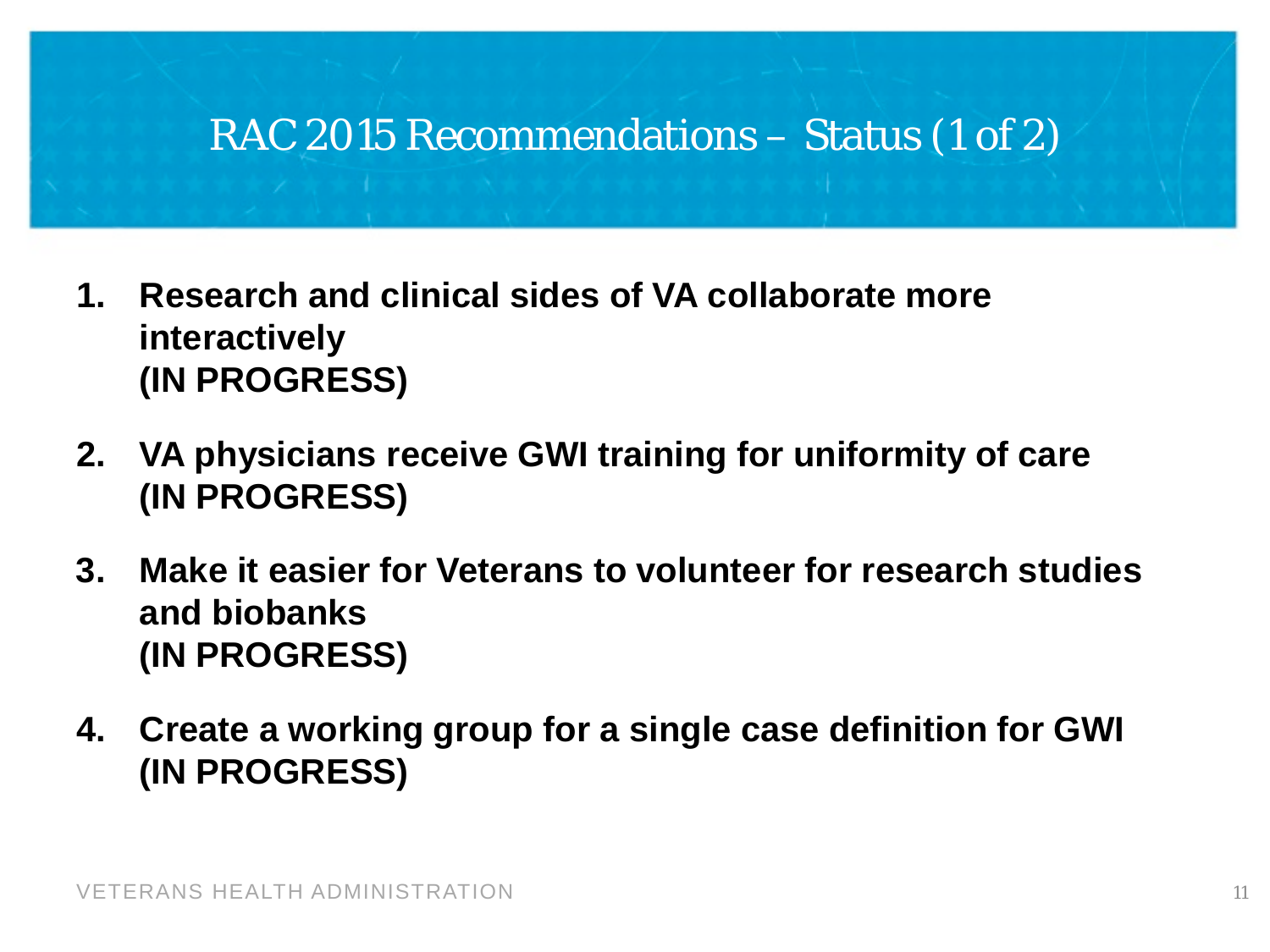# RAC 2015 Recommendations – Status (1 of 2)

1. **Research and clinical sides of VA collaborate more interactively (IN PROGRESS)**
2. **VA physicians receive GWI training for uniformity of care (IN PROGRESS)**
3. **Make it easier for Veterans to volunteer for research studies and biobanks (IN PROGRESS)**
4. **Create a working group for a single case definition for GWI (IN PROGRESS)**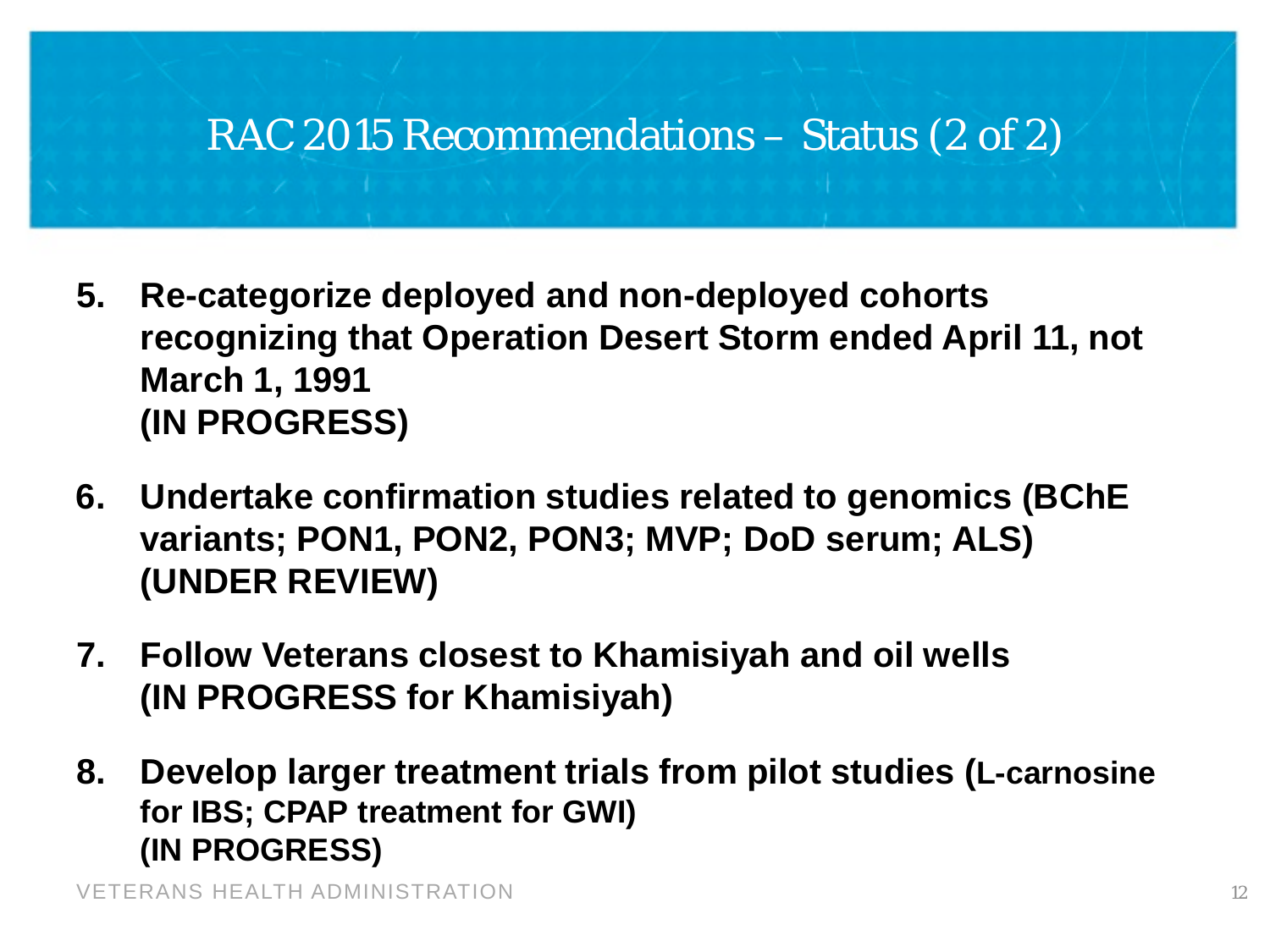# RAC 2015 Recommendations – Status (2 of 2)

5. **Re-categorize deployed and non-deployed cohorts recognizing that Operation Desert Storm ended April 11, not March 1, 1991**
   **(IN PROGRESS)**

6. **Undertake confirmation studies related to genomics (BChE variants; PON1, PON2, PON3; MVP; DoD serum; ALS)**
   **(UNDER REVIEW)**

7. **Follow Veterans closest to Khamisiyah and oil wells**
   **(IN PROGRESS for Khamisiyah)**

8. **Develop larger treatment trials from pilot studies (L-carnosine for IBS; CPAP treatment for GWI)**
   **(IN PROGRESS)**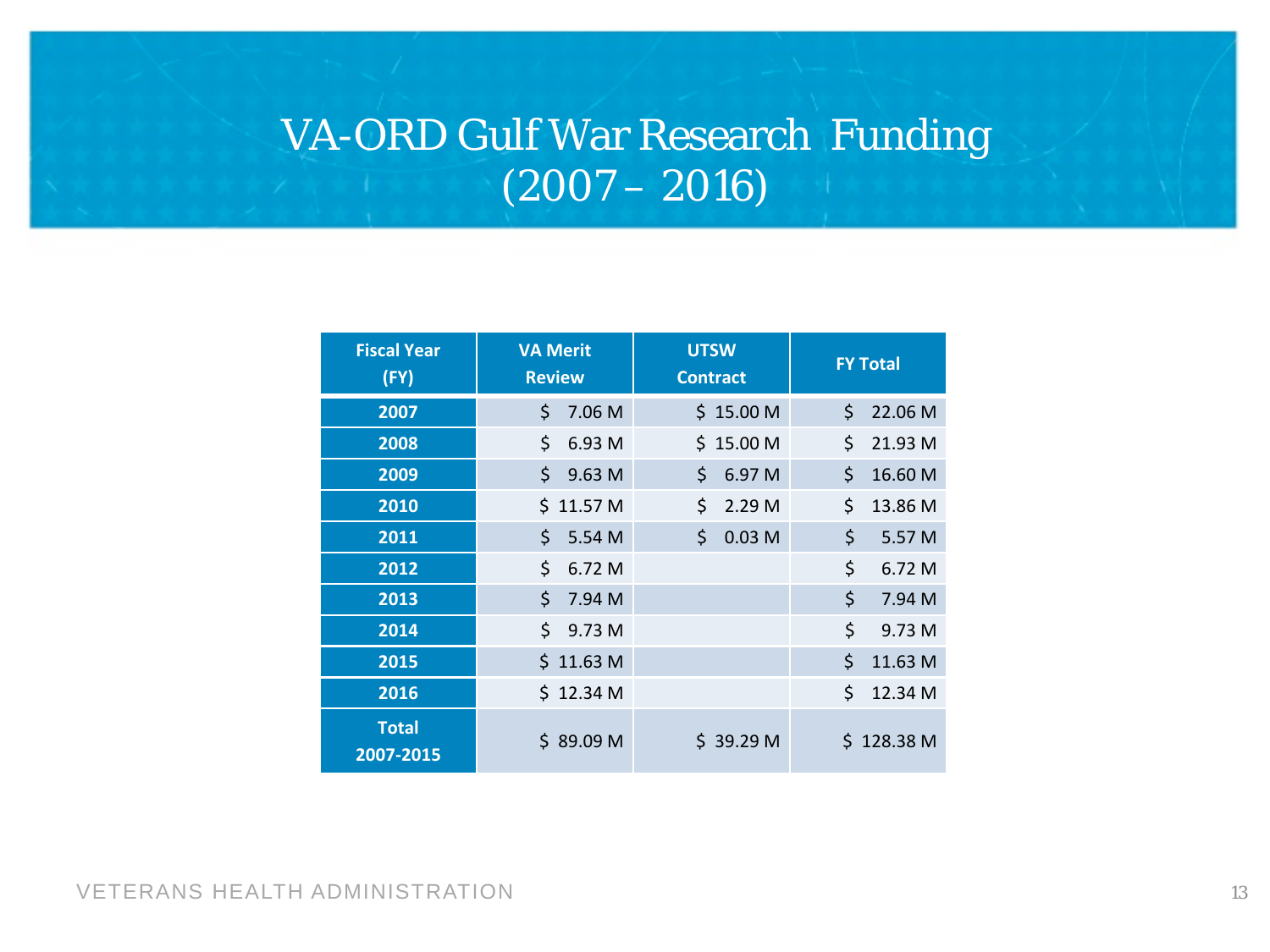# VA-ORD Gulf War Research Funding (2007 – 2016)

| Fiscal Year (FY) | VA Merit Review | UTSW Contract | FY Total |
|---|---|---|---|
| 2007 | $ 7.06 M | $ 15.00 M | $ 22.06 M |
| 2008 | $ 6.93 M | $ 15.00 M | $ 21.93 M |
| 2009 | $ 9.63 M | $ 6.97 M | $ 16.60 M |
| 2010 | $ 11.57 M | $ 2.29 M | $ 13.86 M |
| 2011 | $ 5.54 M | $ 0.03 M | $ 5.57 M |
| 2012 | $ 6.72 M | | $ 6.72 M |
| 2013 | $ 7.94 M | | $ 7.94 M |
| 2014 | $ 9.73 M | | $ 9.73 M |
| 2015 | $ 11.63 M | | $ 11.63 M |
| 2016 | $ 12.34 M | | $ 12.34 M |
| Total 2007-2015 | $ 89.09 M | $ 39.29 M | $ 128.38 M |

VETERANS HEALTH ADMINISTRATION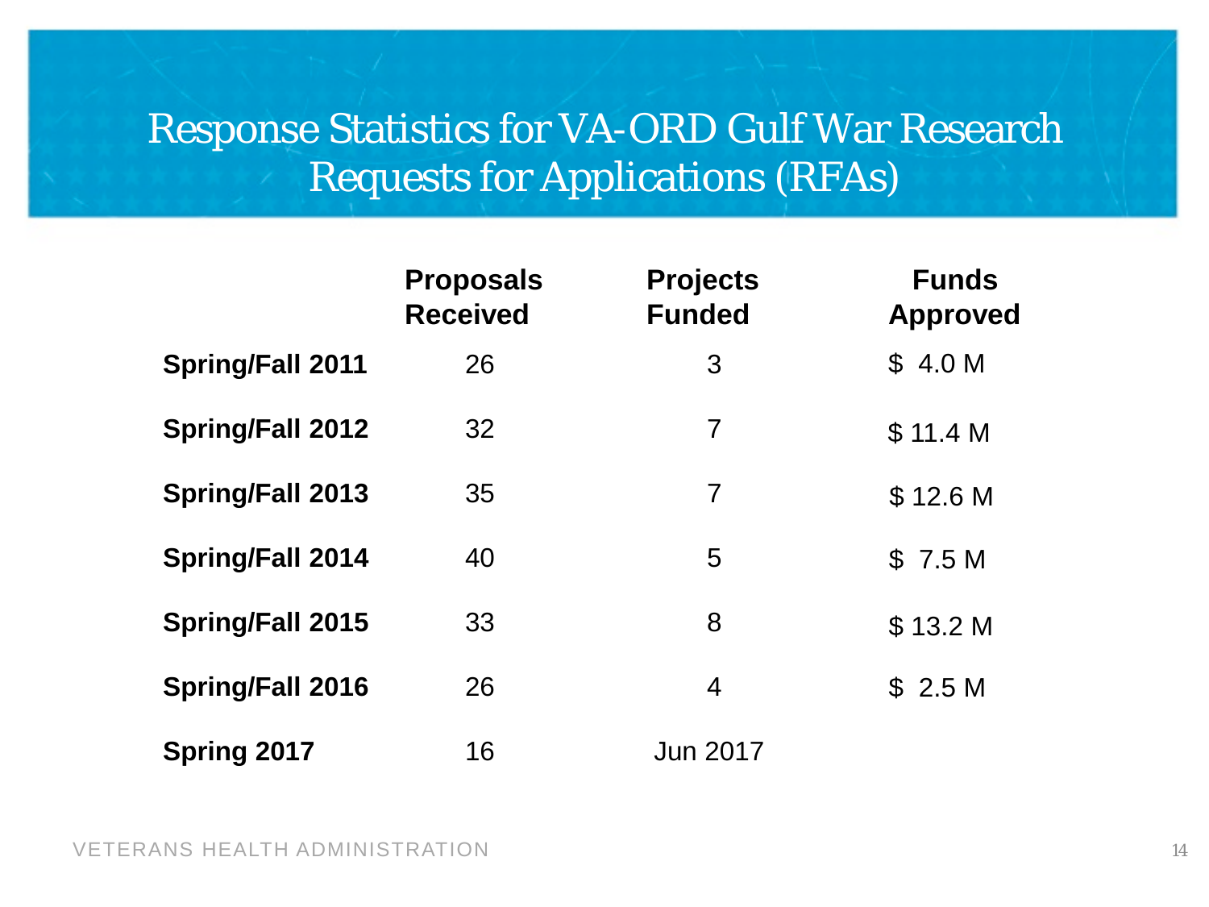# Response Statistics for VA-ORD Gulf War Research Requests for Applications (RFAs)

| | Proposals Received | Projects Funded | Funds Approved |
|---|---|---|---|
| **Spring/Fall 2011** | 26 | 3 | $ 4.0 M |
| **Spring/Fall 2012** | 32 | 7 | $ 11.4 M |
| **Spring/Fall 2013** | 35 | 7 | $ 12.6 M |
| **Spring/Fall 2014** | 40 | 5 | $ 7.5 M |
| **Spring/Fall 2015** | 33 | 8 | $ 13.2 M |
| **Spring/Fall 2016** | 26 | 4 | $ 2.5 M |
| **Spring 2017** | 16 | Jun 2017 | |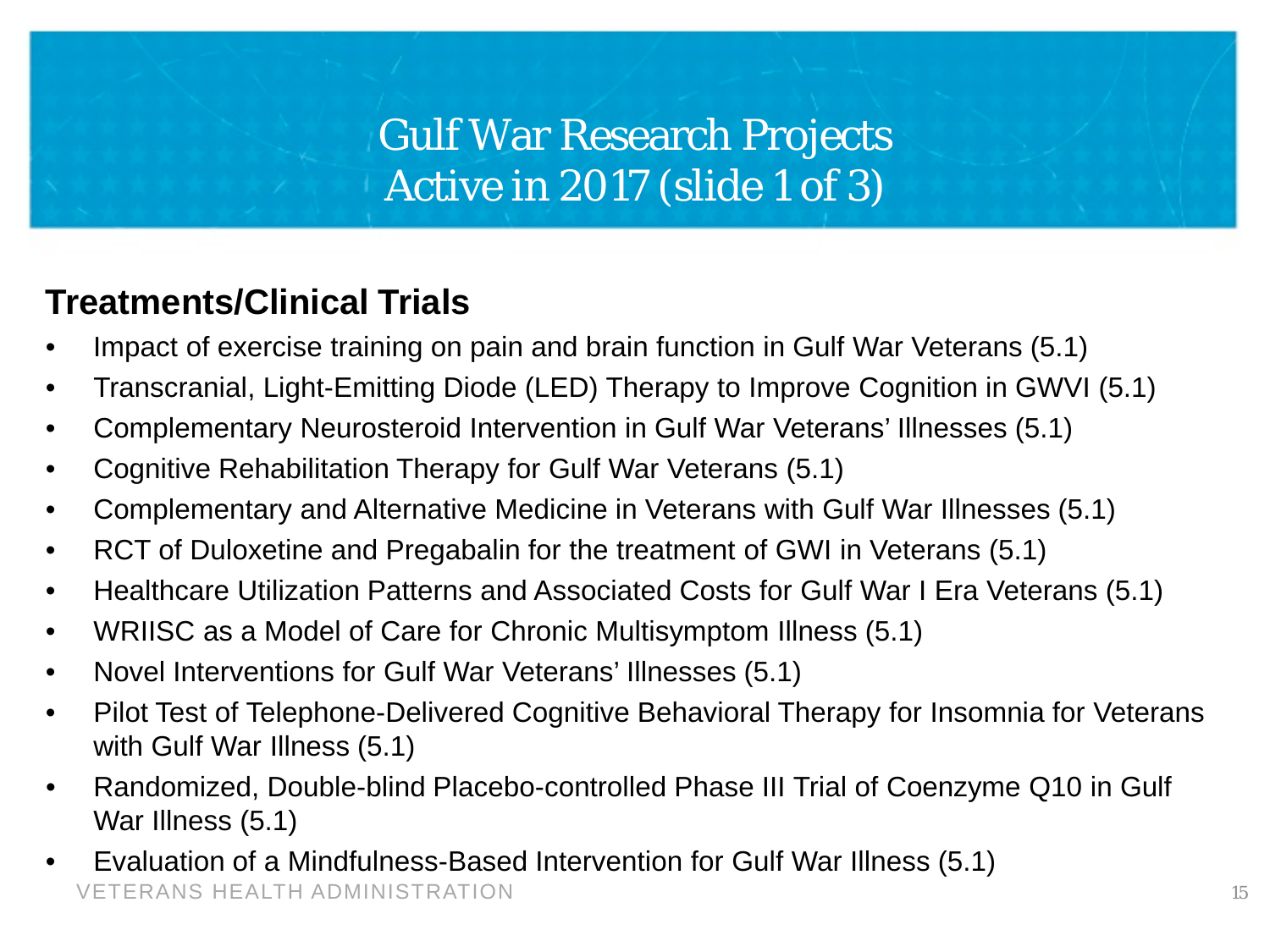# Gulf War Research Projects Active in 2017 (slide 1 of 3)

## Treatments/Clinical Trials

- Impact of exercise training on pain and brain function in Gulf War Veterans (5.1)
- Transcranial, Light-Emitting Diode (LED) Therapy to Improve Cognition in GWVI (5.1)
- Complementary Neurosteroid Intervention in Gulf War Veterans' Illnesses (5.1)
- Cognitive Rehabilitation Therapy for Gulf War Veterans (5.1)
- Complementary and Alternative Medicine in Veterans with Gulf War Illnesses (5.1)
- RCT of Duloxetine and Pregabalin for the treatment of GWI in Veterans (5.1)
- Healthcare Utilization Patterns and Associated Costs for Gulf War I Era Veterans (5.1)
- WRIISC as a Model of Care for Chronic Multisymptom Illness (5.1)
- Novel Interventions for Gulf War Veterans' Illnesses (5.1)
- Pilot Test of Telephone-Delivered Cognitive Behavioral Therapy for Insomnia for Veterans with Gulf War Illness (5.1)
- Randomized, Double-blind Placebo-controlled Phase III Trial of Coenzyme Q10 in Gulf War Illness (5.1)
- Evaluation of a Mindfulness-Based Intervention for Gulf War Illness (5.1)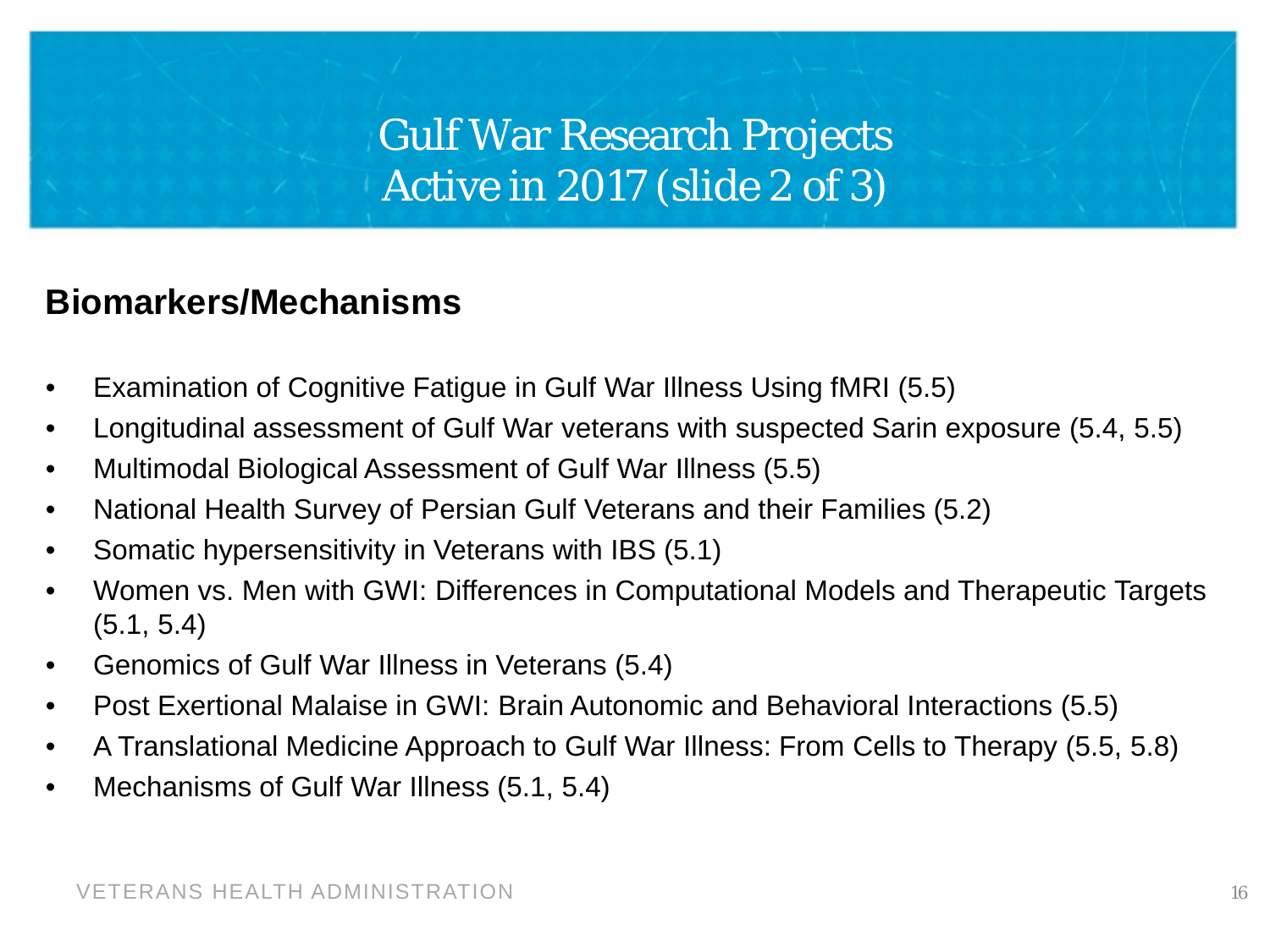# Gulf War Research Projects Active in 2017 (slide 2 of 3)

## Biomarkers/Mechanisms

- Examination of Cognitive Fatigue in Gulf War Illness Using fMRI (5.5)
- Longitudinal assessment of Gulf War veterans with suspected Sarin exposure (5.4, 5.5)
- Multimodal Biological Assessment of Gulf War Illness (5.5)
- National Health Survey of Persian Gulf Veterans and their Families (5.2)
- Somatic hypersensitivity in Veterans with IBS (5.1)
- Women vs. Men with GWI: Differences in Computational Models and Therapeutic Targets (5.1, 5.4)
- Genomics of Gulf War Illness in Veterans (5.4)
- Post Exertional Malaise in GWI: Brain Autonomic and Behavioral Interactions (5.5)
- A Translational Medicine Approach to Gulf War Illness: From Cells to Therapy (5.5, 5.8)
- Mechanisms of Gulf War Illness (5.1, 5.4)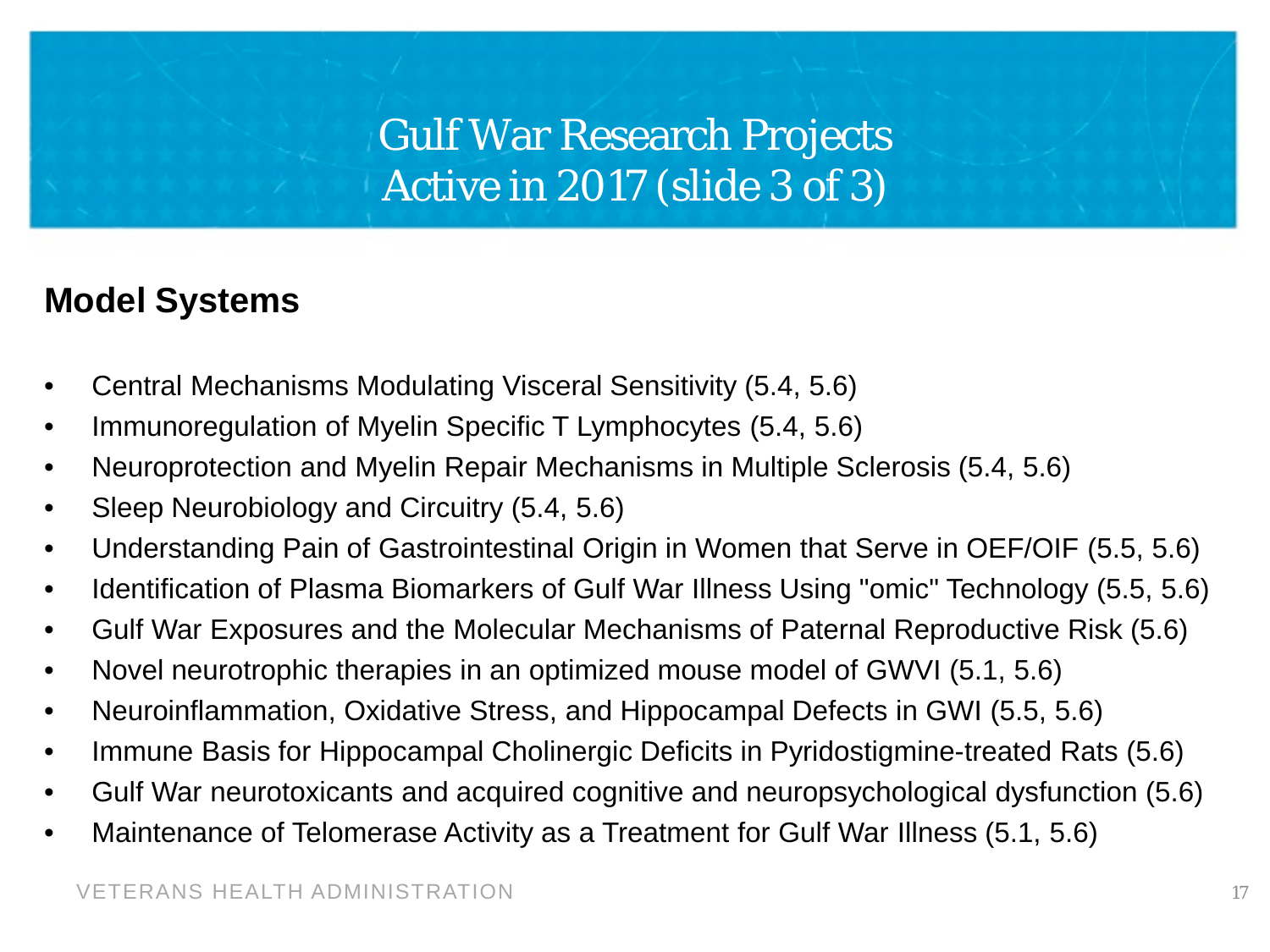# Gulf War Research Projects Active in 2017 (slide 3 of 3)

## Model Systems

- Central Mechanisms Modulating Visceral Sensitivity (5.4, 5.6)
- Immunoregulation of Myelin Specific T Lymphocytes (5.4, 5.6)
- Neuroprotection and Myelin Repair Mechanisms in Multiple Sclerosis (5.4, 5.6)
- Sleep Neurobiology and Circuitry (5.4, 5.6)
- Understanding Pain of Gastrointestinal Origin in Women that Serve in OEF/OIF (5.5, 5.6)
- Identification of Plasma Biomarkers of Gulf War Illness Using "omic" Technology (5.5, 5.6)
- Gulf War Exposures and the Molecular Mechanisms of Paternal Reproductive Risk (5.6)
- Novel neurotrophic therapies in an optimized mouse model of GWVI (5.1, 5.6)
- Neuroinflammation, Oxidative Stress, and Hippocampal Defects in GWI (5.5, 5.6)
- Immune Basis for Hippocampal Cholinergic Deficits in Pyridostigmine-treated Rats (5.6)
- Gulf War neurotoxicants and acquired cognitive and neuropsychological dysfunction (5.6)
- Maintenance of Telomerase Activity as a Treatment for Gulf War Illness (5.1, 5.6)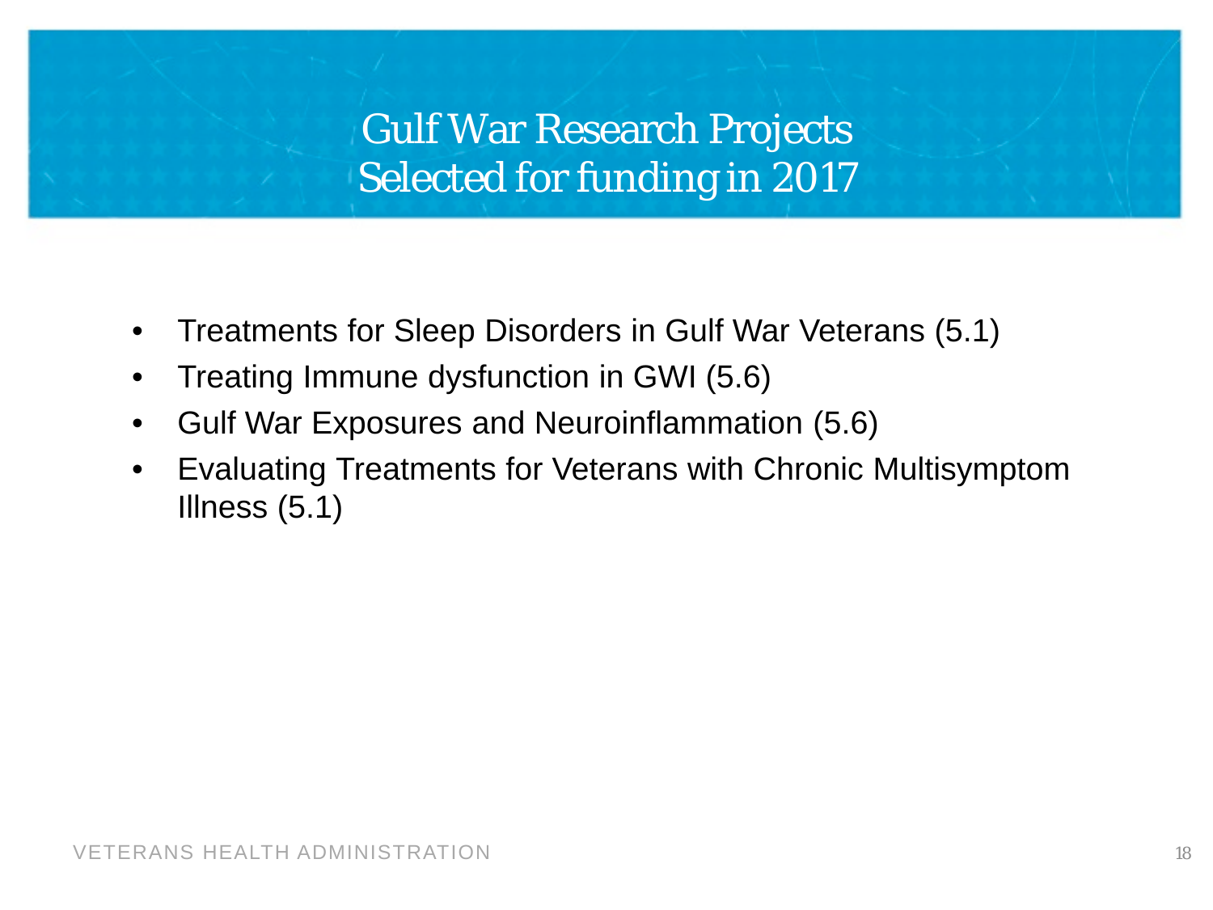# Gulf War Research Projects Selected for funding in 2017

- Treatments for Sleep Disorders in Gulf War Veterans (5.1)
- Treating Immune dysfunction in GWI (5.6)
- Gulf War Exposures and Neuroinflammation (5.6)
- Evaluating Treatments for Veterans with Chronic Multisymptom Illness (5.1)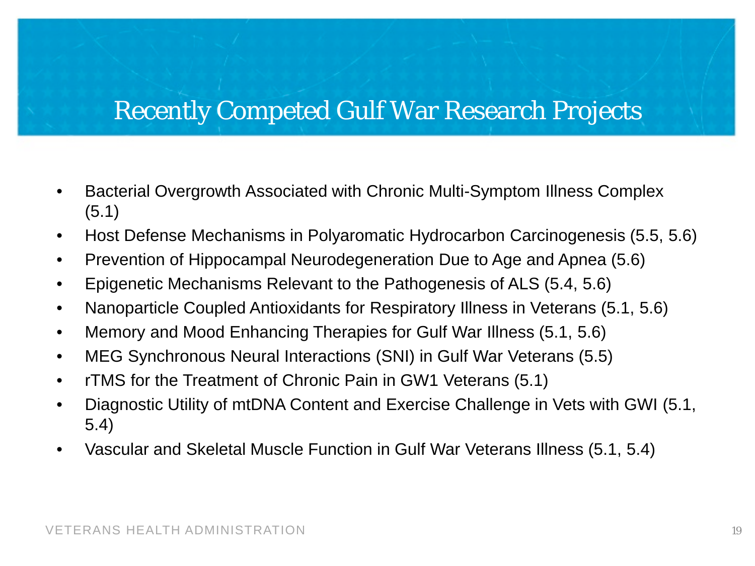# Recently Competed Gulf War Research Projects

- Bacterial Overgrowth Associated with Chronic Multi-Symptom Illness Complex (5.1)
- Host Defense Mechanisms in Polyaromatic Hydrocarbon Carcinogenesis (5.5, 5.6)
- Prevention of Hippocampal Neurodegeneration Due to Age and Apnea (5.6)
- Epigenetic Mechanisms Relevant to the Pathogenesis of ALS (5.4, 5.6)
- Nanoparticle Coupled Antioxidants for Respiratory Illness in Veterans (5.1, 5.6)
- Memory and Mood Enhancing Therapies for Gulf War Illness (5.1, 5.6)
- MEG Synchronous Neural Interactions (SNI) in Gulf War Veterans (5.5)
- rTMS for the Treatment of Chronic Pain in GW1 Veterans (5.1)
- Diagnostic Utility of mtDNA Content and Exercise Challenge in Vets with GWI (5.1, 5.4)
- Vascular and Skeletal Muscle Function in Gulf War Veterans Illness (5.1, 5.4)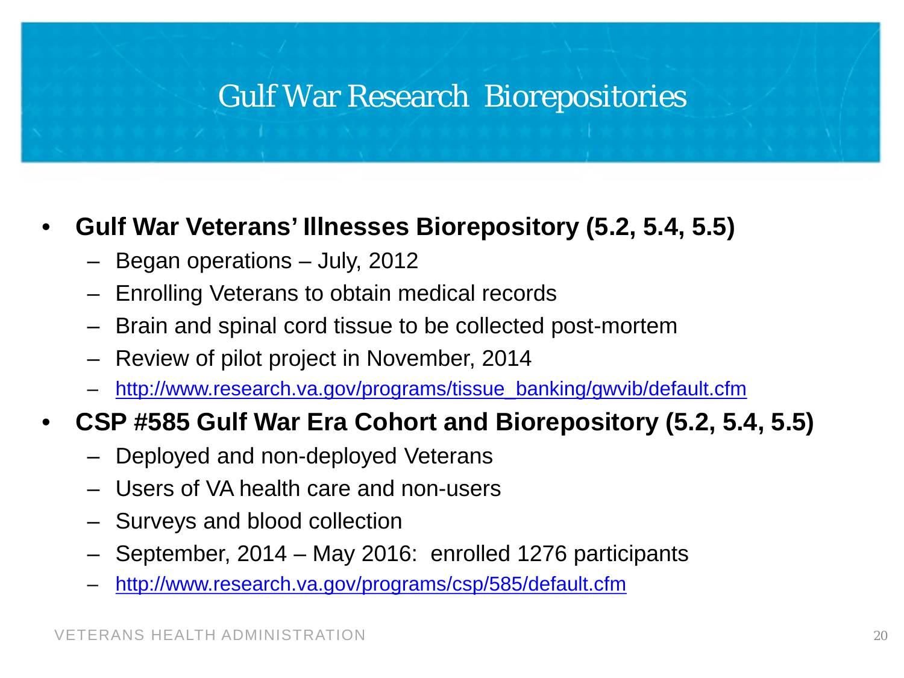# Gulf War Research Biorepositories

- **Gulf War Veterans' Illnesses Biorepository (5.2, 5.4, 5.5)**
  - Began operations – July, 2012
  - Enrolling Veterans to obtain medical records
  - Brain and spinal cord tissue to be collected post-mortem
  - Review of pilot project in November, 2014
  - http://www.research.va.gov/programs/tissue_banking/gwvib/default.cfm
- **CSP #585 Gulf War Era Cohort and Biorepository (5.2, 5.4, 5.5)**
  - Deployed and non-deployed Veterans
  - Users of VA health care and non-users
  - Surveys and blood collection
  - September, 2014 – May 2016: enrolled 1276 participants
  - http://www.research.va.gov/programs/csp/585/default.cfm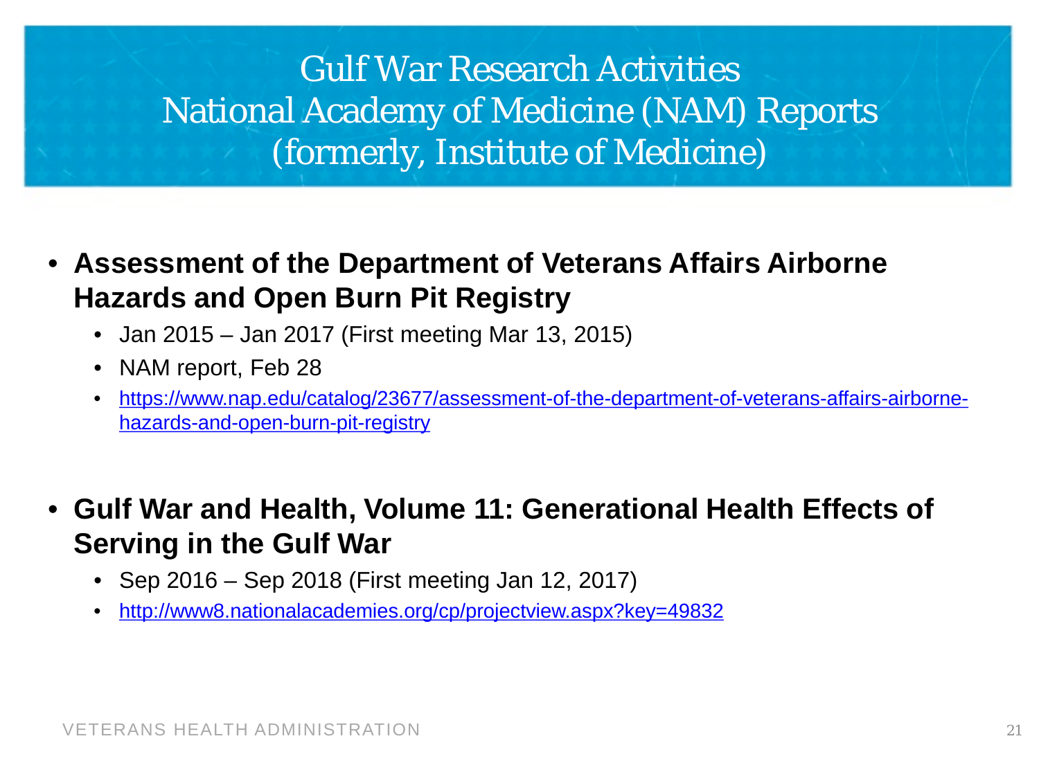# Gulf War Research Activities
# National Academy of Medicine (NAM) Reports
# (formerly, Institute of Medicine)

- **Assessment of the Department of Veterans Affairs Airborne Hazards and Open Burn Pit Registry**
  - Jan 2015 – Jan 2017 (First meeting Mar 13, 2015)
  - NAM report, Feb 28
  - https://www.nap.edu/catalog/23677/assessment-of-the-department-of-veterans-affairs-airborne-hazards-and-open-burn-pit-registry

- **Gulf War and Health, Volume 11: Generational Health Effects of Serving in the Gulf War**
  - Sep 2016 – Sep 2018 (First meeting Jan 12, 2017)
  - http://www8.nationalacademies.org/cp/projectview.aspx?key=49832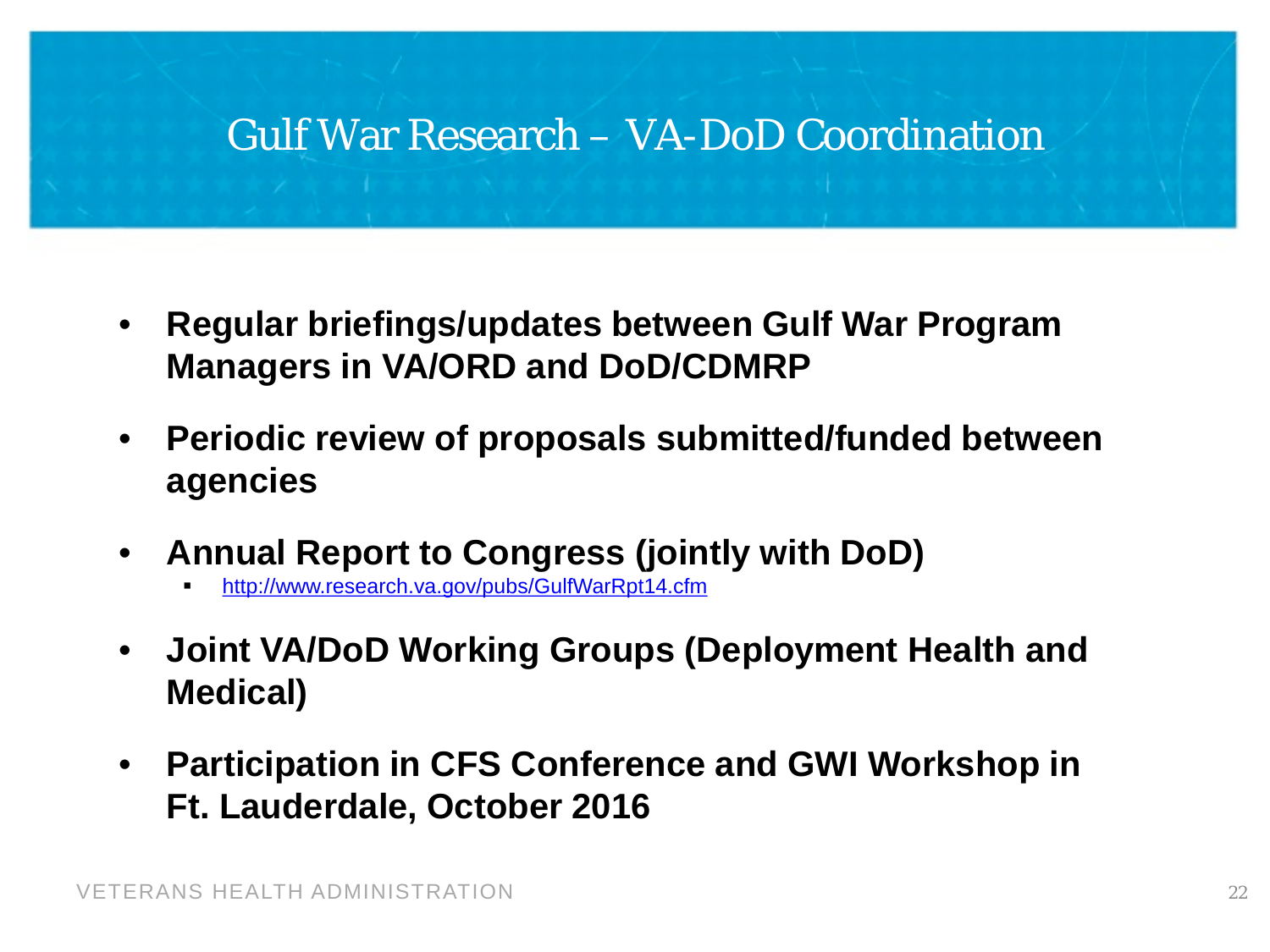# Gulf War Research – VA-DoD Coordination

- **Regular briefings/updates between Gulf War Program Managers in VA/ORD and DoD/CDMRP**
- **Periodic review of proposals submitted/funded between agencies**
- **Annual Report to Congress (jointly with DoD)**
  - http://www.research.va.gov/pubs/GulfWarRpt14.cfm
- **Joint VA/DoD Working Groups (Deployment Health and Medical)**
- **Participation in CFS Conference and GWI Workshop in Ft. Lauderdale, October 2016**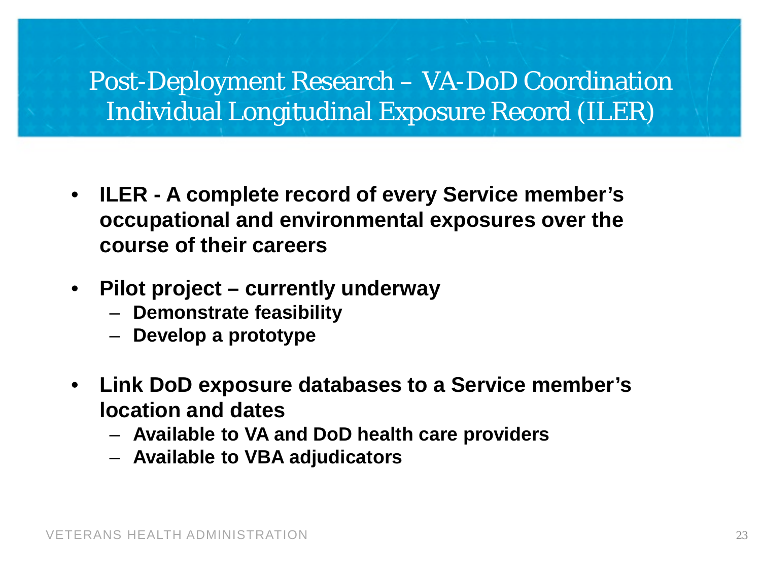# Post-Deployment Research – VA-DoD Coordination Individual Longitudinal Exposure Record (ILER)

- **ILER - A complete record of every Service member's occupational and environmental exposures over the course of their careers**
- **Pilot project – currently underway**
  - **Demonstrate feasibility**
  - **Develop a prototype**
- **Link DoD exposure databases to a Service member's location and dates**
  - **Available to VA and DoD health care providers**
  - **Available to VBA adjudicators**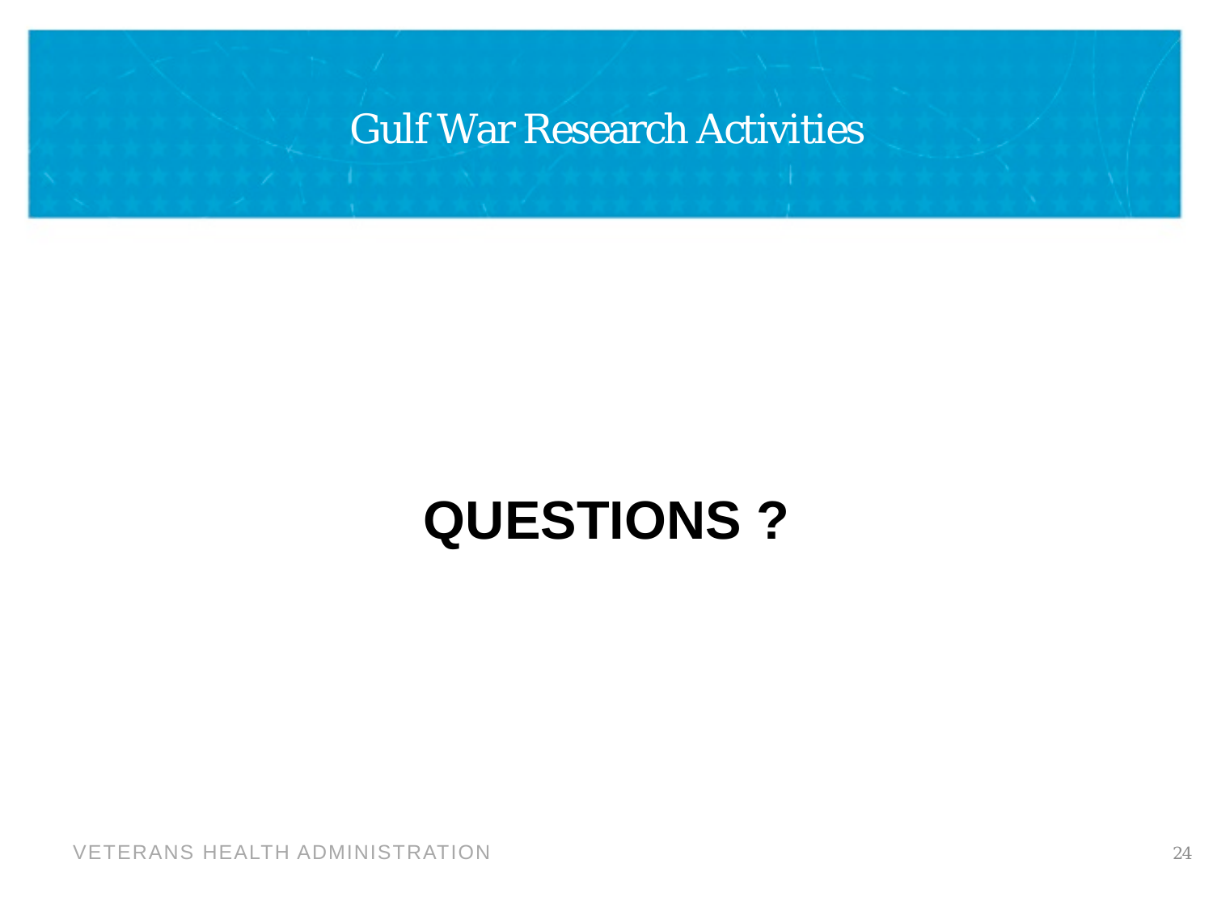# Gulf War Research Activities

**QUESTIONS ?**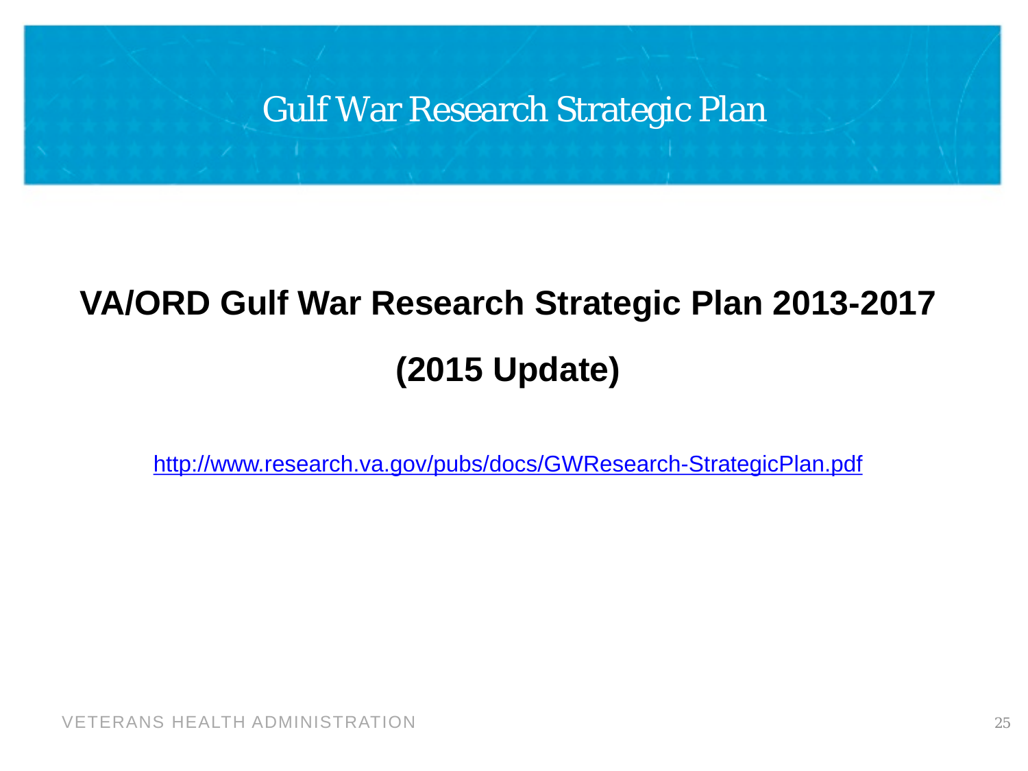# Gulf War Research Strategic Plan

## VA/ORD Gulf War Research Strategic Plan 2013-2017

## (2015 Update)

http://www.research.va.gov/pubs/docs/GWResearch-StrategicPlan.pdf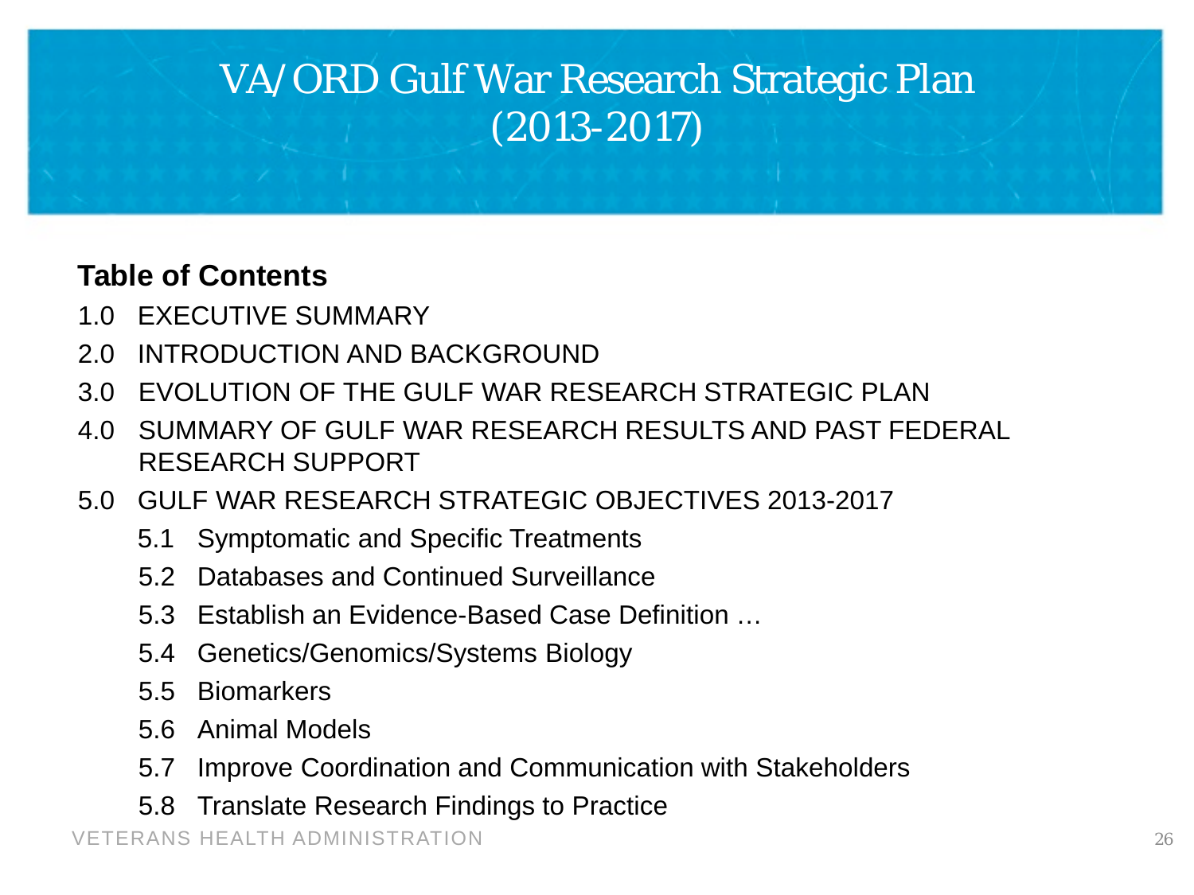# VA/ORD Gulf War Research Strategic Plan (2013-2017)

**Table of Contents**

1.0 EXECUTIVE SUMMARY

2.0 INTRODUCTION AND BACKGROUND

3.0 EVOLUTION OF THE GULF WAR RESEARCH STRATEGIC PLAN

4.0 SUMMARY OF GULF WAR RESEARCH RESULTS AND PAST FEDERAL RESEARCH SUPPORT

5.0 GULF WAR RESEARCH STRATEGIC OBJECTIVES 2013-2017

- 5.1 Symptomatic and Specific Treatments
- 5.2 Databases and Continued Surveillance
- 5.3 Establish an Evidence-Based Case Definition …
- 5.4 Genetics/Genomics/Systems Biology
- 5.5 Biomarkers
- 5.6 Animal Models
- 5.7 Improve Coordination and Communication with Stakeholders
- 5.8 Translate Research Findings to Practice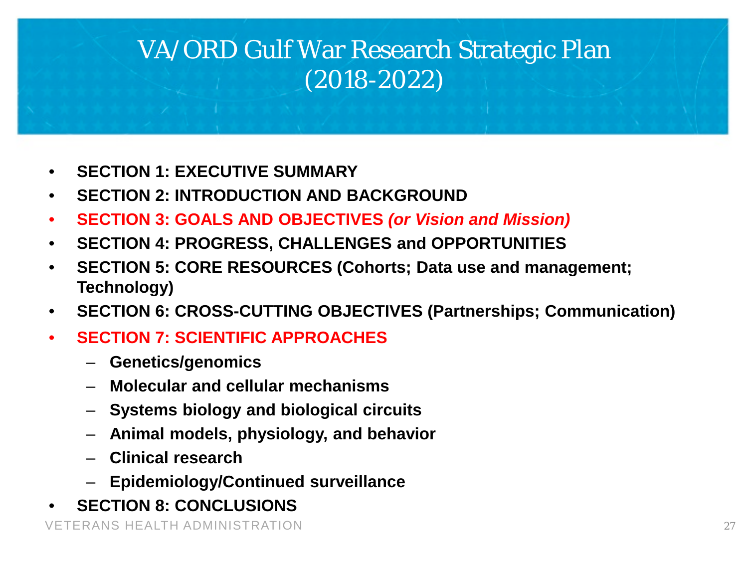# VA/ORD Gulf War Research Strategic Plan (2018-2022)

- **SECTION 1: EXECUTIVE SUMMARY**
- **SECTION 2: INTRODUCTION AND BACKGROUND**
- **SECTION 3: GOALS AND OBJECTIVES *(or Vision and Mission)***
- **SECTION 4: PROGRESS, CHALLENGES and OPPORTUNITIES**
- **SECTION 5: CORE RESOURCES (Cohorts; Data use and management; Technology)**
- **SECTION 6: CROSS-CUTTING OBJECTIVES (Partnerships; Communication)**
- **SECTION 7: SCIENTIFIC APPROACHES**
  - **Genetics/genomics**
  - **Molecular and cellular mechanisms**
  - **Systems biology and biological circuits**
  - **Animal models, physiology, and behavior**
  - **Clinical research**
  - **Epidemiology/Continued surveillance**
- **SECTION 8: CONCLUSIONS**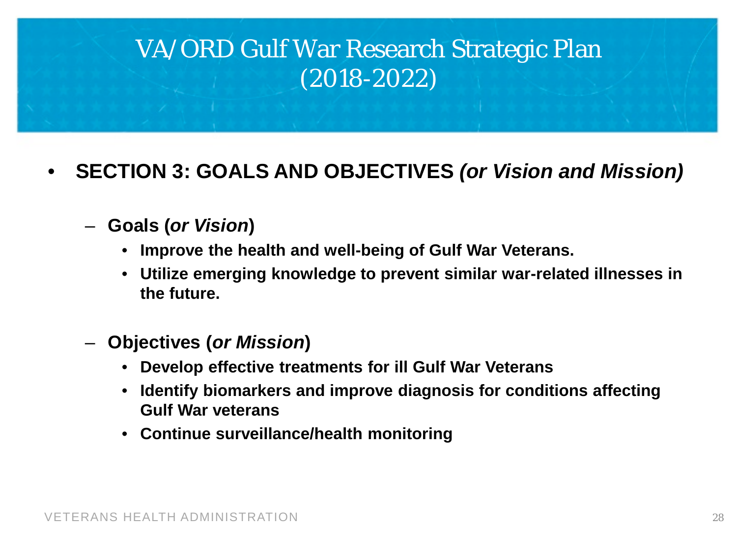# VA/ORD Gulf War Research Strategic Plan (2018-2022)

- **SECTION 3: GOALS AND OBJECTIVES *(or Vision and Mission)***
  - **Goals (*or Vision*)**
    - **Improve the health and well-being of Gulf War Veterans.**
    - **Utilize emerging knowledge to prevent similar war-related illnesses in the future.**
  - **Objectives (*or Mission*)**
    - **Develop effective treatments for ill Gulf War Veterans**
    - **Identify biomarkers and improve diagnosis for conditions affecting Gulf War veterans**
    - **Continue surveillance/health monitoring**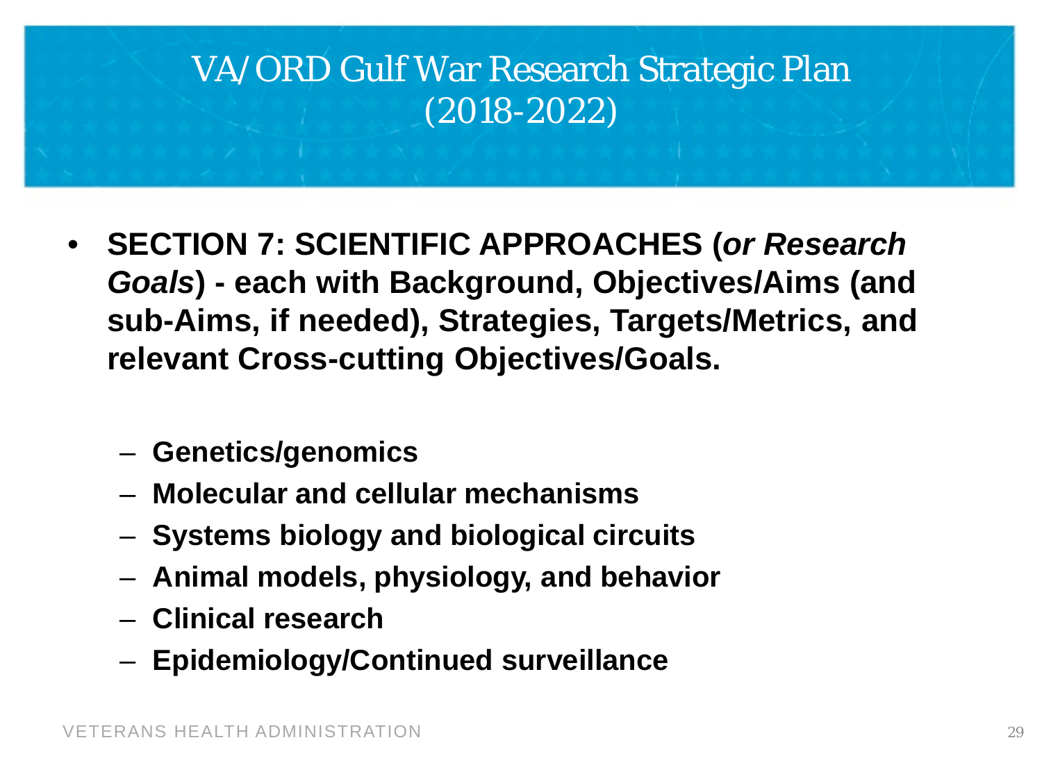# VA/ORD Gulf War Research Strategic Plan (2018-2022)

- **SECTION 7: SCIENTIFIC APPROACHES (*or Research Goals*) - each with Background, Objectives/Aims (and sub-Aims, if needed), Strategies, Targets/Metrics, and relevant Cross-cutting Objectives/Goals.**
  - **Genetics/genomics**
  - **Molecular and cellular mechanisms**
  - **Systems biology and biological circuits**
  - **Animal models, physiology, and behavior**
  - **Clinical research**
  - **Epidemiology/Continued surveillance**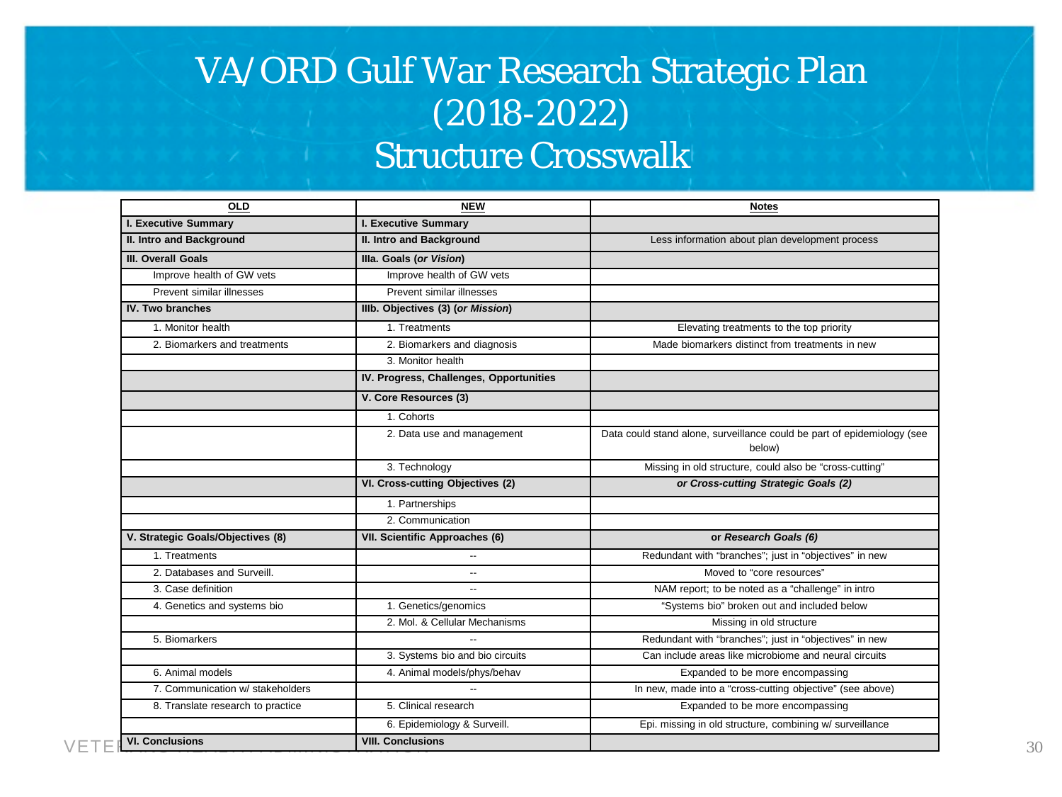# VA/ORD Gulf War Research Strategic Plan (2018-2022) Structure Crosswalk

| OLD | NEW | Notes |
|---|---|---|
| **I. Executive Summary** | **I. Executive Summary** | |
| **II. Intro and Background** | **II. Intro and Background** | Less information about plan development process |
| **III. Overall Goals** | **IIIa. Goals (*or Vision*)** | |
| Improve health of GW vets | Improve health of GW vets | |
| Prevent similar illnesses | Prevent similar illnesses | |
| **IV. Two branches** | **IIIb. Objectives (3) (*or Mission*)** | |
| 1. Monitor health | 1. Treatments | Elevating treatments to the top priority |
| 2. Biomarkers and treatments | 2. Biomarkers and diagnosis | Made biomarkers distinct from treatments in new |
| | 3. Monitor health | |
| | **IV. Progress, Challenges, Opportunities** | |
| | **V. Core Resources (3)** | |
| | 1. Cohorts | |
| | 2. Data use and management | Data could stand alone, surveillance could be part of epidemiology (see below) |
| | 3. Technology | Missing in old structure, could also be "cross-cutting" |
| | **VI. Cross-cutting Objectives (2)** | ***or Cross-cutting Strategic Goals (2)*** |
| | 1. Partnerships | |
| | 2. Communication | |
| **V. Strategic Goals/Objectives (8)** | **VII. Scientific Approaches (6)** | **or *Research Goals (6)*** |
| 1. Treatments | -- | Redundant with "branches"; just in "objectives" in new |
| 2. Databases and Surveill. | -- | Moved to "core resources" |
| 3. Case definition | -- | NAM report; to be noted as a "challenge" in intro |
| 4. Genetics and systems bio | 1. Genetics/genomics | "Systems bio" broken out and included below |
| | 2. Mol. & Cellular Mechanisms | Missing in old structure |
| 5. Biomarkers | -- | Redundant with "branches"; just in "objectives" in new |
| | 3. Systems bio and bio circuits | Can include areas like microbiome and neural circuits |
| 6. Animal models | 4. Animal models/phys/behav | Expanded to be more encompassing |
| 7. Communication w/ stakeholders | -- | In new, made into a "cross-cutting objective" (see above) |
| 8. Translate research to practice | 5. Clinical research | Expanded to be more encompassing |
| | 6. Epidemiology & Surveill. | Epi. missing in old structure, combining w/ surveillance |
| **VI. Conclusions** | **VIII. Conclusions** | |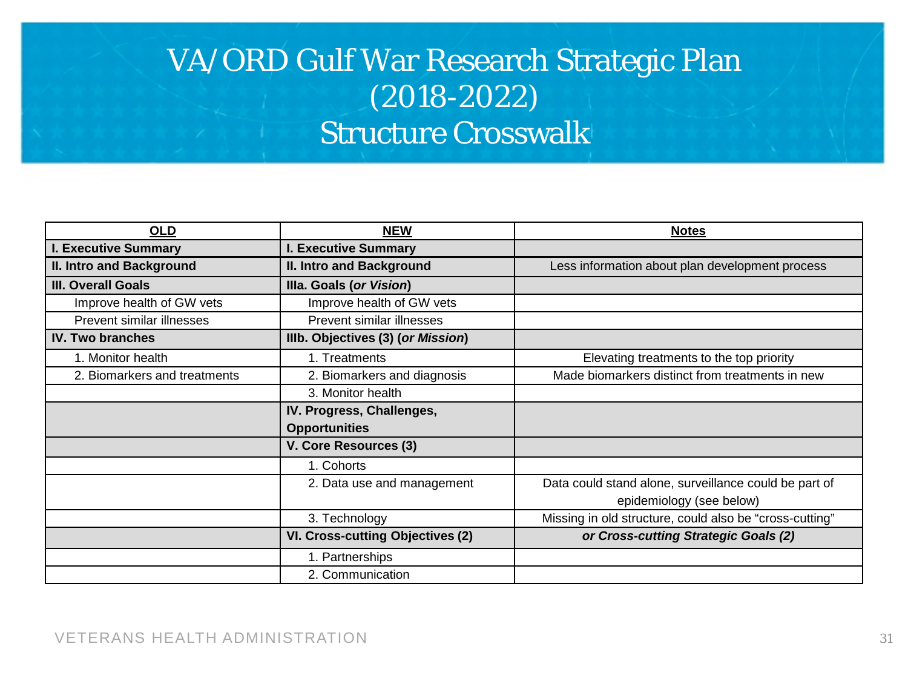# VA/ORD Gulf War Research Strategic Plan (2018-2022) Structure Crosswalk

| **OLD** | **NEW** | **Notes** |
|---|---|---|
| **I. Executive Summary** | **I. Executive Summary** | |
| **II. Intro and Background** | **II. Intro and Background** | Less information about plan development process |
| **III. Overall Goals** | **IIIa. Goals (*or Vision*)** | |
| Improve health of GW vets | Improve health of GW vets | |
| Prevent similar illnesses | Prevent similar illnesses | |
| **IV. Two branches** | **IIIb. Objectives (3) (*or Mission*)** | |
| 1. Monitor health | 1. Treatments | Elevating treatments to the top priority |
| 2. Biomarkers and treatments | 2. Biomarkers and diagnosis | Made biomarkers distinct from treatments in new |
| | 3. Monitor health | |
| | **IV. Progress, Challenges, Opportunities** | |
| | **V. Core Resources (3)** | |
| | 1. Cohorts | |
| | 2. Data use and management | Data could stand alone, surveillance could be part of epidemiology (see below) |
| | 3. Technology | Missing in old structure, could also be "cross-cutting" |
| | **VI. Cross-cutting Objectives (2)** | ***or Cross-cutting Strategic Goals (2)*** |
| | 1. Partnerships | |
| | 2. Communication | |

VETERANS HEALTH ADMINISTRATION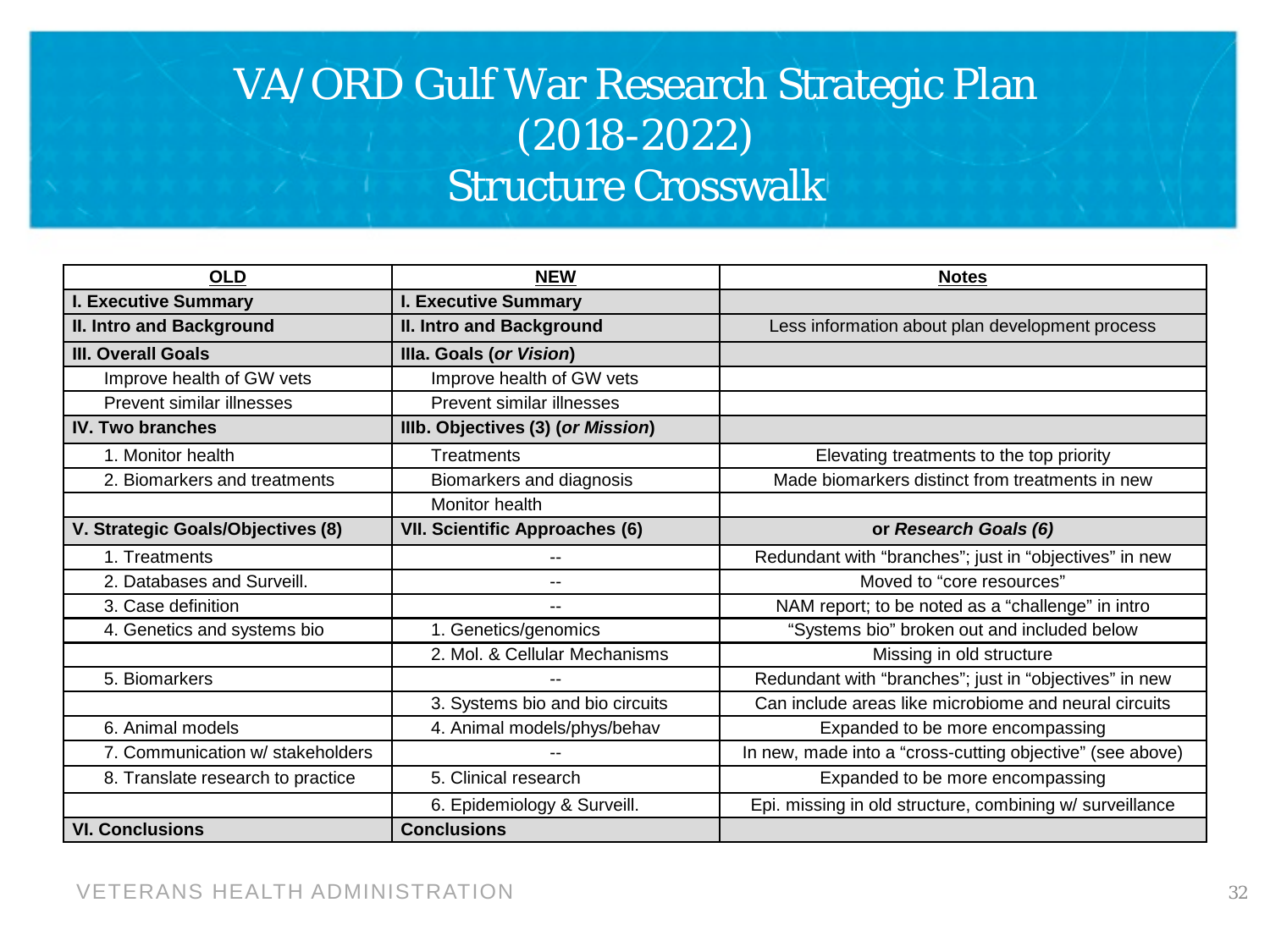# VA/ORD Gulf War Research Strategic Plan (2018-2022) Structure Crosswalk

| OLD | NEW | Notes |
|---|---|---|
| **I. Executive Summary** | **I. Executive Summary** | |
| **II. Intro and Background** | **II. Intro and Background** | Less information about plan development process |
| **III. Overall Goals** | **IIIa. Goals (*or Vision*)** | |
| Improve health of GW vets | Improve health of GW vets | |
| Prevent similar illnesses | Prevent similar illnesses | |
| **IV. Two branches** | **IIIb. Objectives (3) (*or Mission*)** | |
| 1. Monitor health | Treatments | Elevating treatments to the top priority |
| 2. Biomarkers and treatments | Biomarkers and diagnosis | Made biomarkers distinct from treatments in new |
| | Monitor health | |
| **V. Strategic Goals/Objectives (8)** | **VII. Scientific Approaches (6)** | **or *Research Goals (6)*** |
| 1. Treatments | -- | Redundant with "branches"; just in "objectives" in new |
| 2. Databases and Surveill. | -- | Moved to "core resources" |
| 3. Case definition | -- | NAM report; to be noted as a "challenge" in intro |
| 4. Genetics and systems bio | 1. Genetics/genomics | "Systems bio" broken out and included below |
| | 2. Mol. & Cellular Mechanisms | Missing in old structure |
| 5. Biomarkers | -- | Redundant with "branches"; just in "objectives" in new |
| | 3. Systems bio and bio circuits | Can include areas like microbiome and neural circuits |
| 6. Animal models | 4. Animal models/phys/behav | Expanded to be more encompassing |
| 7. Communication w/ stakeholders | -- | In new, made into a "cross-cutting objective" (see above) |
| 8. Translate research to practice | 5. Clinical research | Expanded to be more encompassing |
| | 6. Epidemiology & Surveill. | Epi. missing in old structure, combining w/ surveillance |
| **VI. Conclusions** | **Conclusions** | |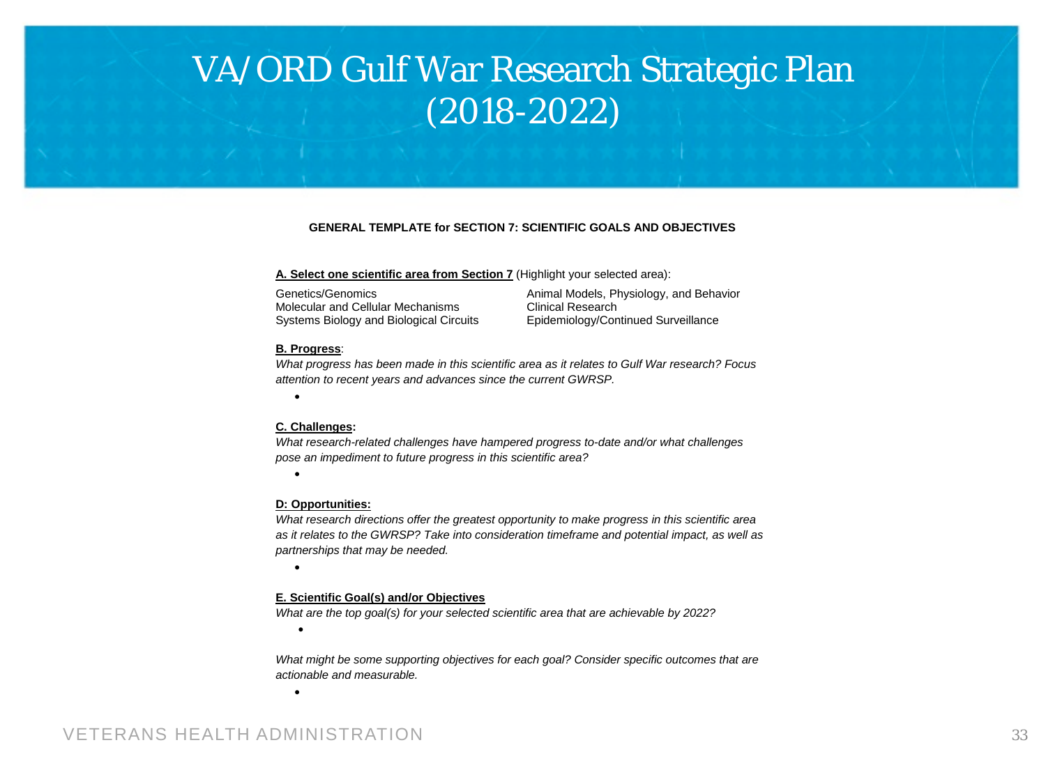# VA/ORD Gulf War Research Strategic Plan (2018-2022)

**GENERAL TEMPLATE for SECTION 7: SCIENTIFIC GOALS AND OBJECTIVES**

**A. Select one scientific area from Section 7** (Highlight your selected area):

| | |
|---|---|
| Genetics/Genomics | Animal Models, Physiology, and Behavior |
| Molecular and Cellular Mechanisms | Clinical Research |
| Systems Biology and Biological Circuits | Epidemiology/Continued Surveillance |

**B. Progress**:

*What progress has been made in this scientific area as it relates to Gulf War research? Focus attention to recent years and advances since the current GWRSP.*

- 

**C. Challenges:**

*What research-related challenges have hampered progress to-date and/or what challenges pose an impediment to future progress in this scientific area?*

- 

**D: Opportunities:**

*What research directions offer the greatest opportunity to make progress in this scientific area as it relates to the GWRSP? Take into consideration timeframe and potential impact, as well as partnerships that may be needed.*

- 

**E. Scientific Goal(s) and/or Objectives**

*What are the top goal(s) for your selected scientific area that are achievable by 2022?*

- 

*What might be some supporting objectives for each goal? Consider specific outcomes that are actionable and measurable.*

- 

VETERANS HEALTH ADMINISTRATION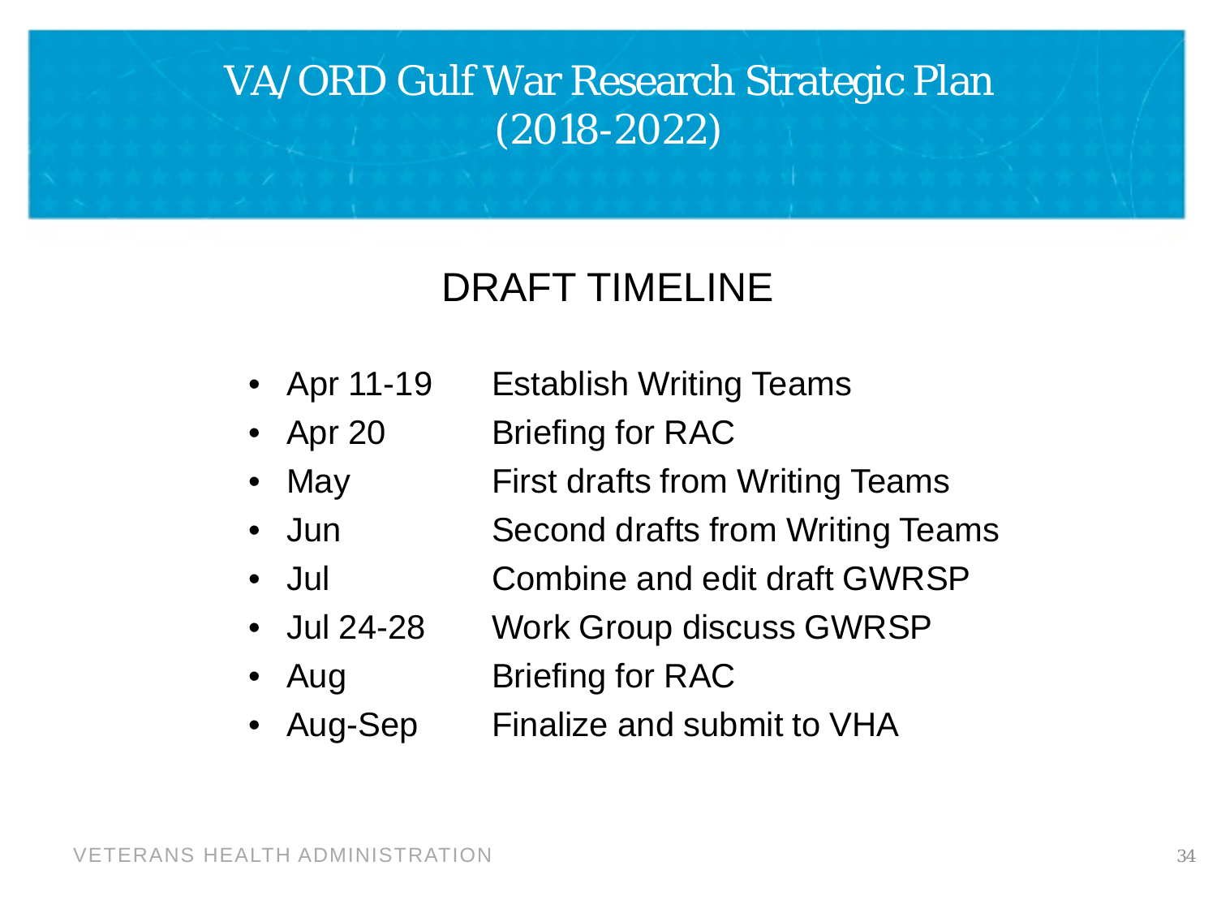# VA/ORD Gulf War Research Strategic Plan (2018-2022)

## DRAFT TIMELINE

- Apr 11-19 Establish Writing Teams
- Apr 20 Briefing for RAC
- May First drafts from Writing Teams
- Jun Second drafts from Writing Teams
- Jul Combine and edit draft GWRSP
- Jul 24-28 Work Group discuss GWRSP
- Aug Briefing for RAC
- Aug-Sep Finalize and submit to VHA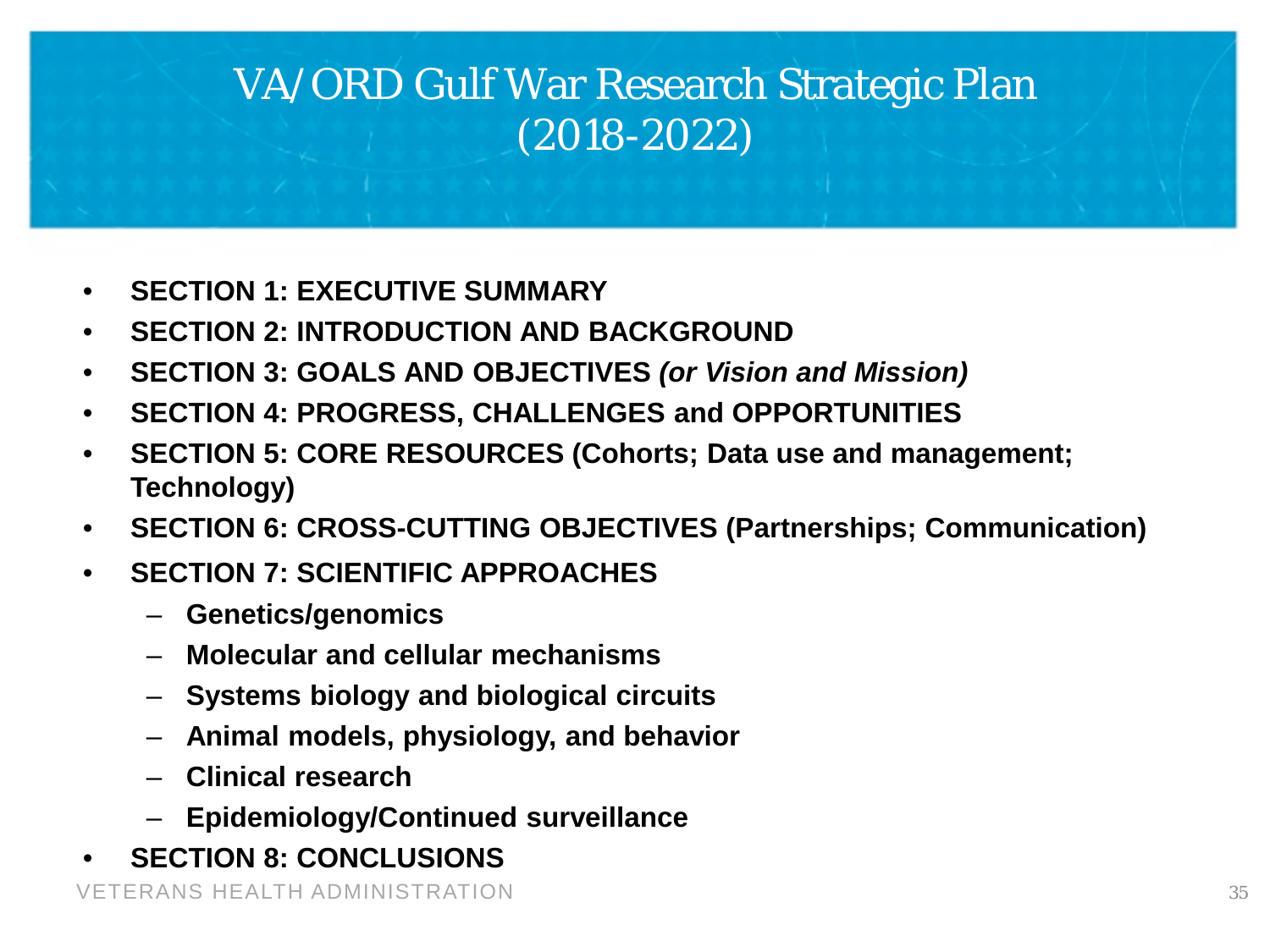# VA/ORD Gulf War Research Strategic Plan (2018-2022)

- **SECTION 1: EXECUTIVE SUMMARY**
- **SECTION 2: INTRODUCTION AND BACKGROUND**
- **SECTION 3: GOALS AND OBJECTIVES *(or Vision and Mission)***
- **SECTION 4: PROGRESS, CHALLENGES and OPPORTUNITIES**
- **SECTION 5: CORE RESOURCES (Cohorts; Data use and management; Technology)**
- **SECTION 6: CROSS-CUTTING OBJECTIVES (Partnerships; Communication)**
- **SECTION 7: SCIENTIFIC APPROACHES**
  - **Genetics/genomics**
  - **Molecular and cellular mechanisms**
  - **Systems biology and biological circuits**
  - **Animal models, physiology, and behavior**
  - **Clinical research**
  - **Epidemiology/Continued surveillance**
- **SECTION 8: CONCLUSIONS**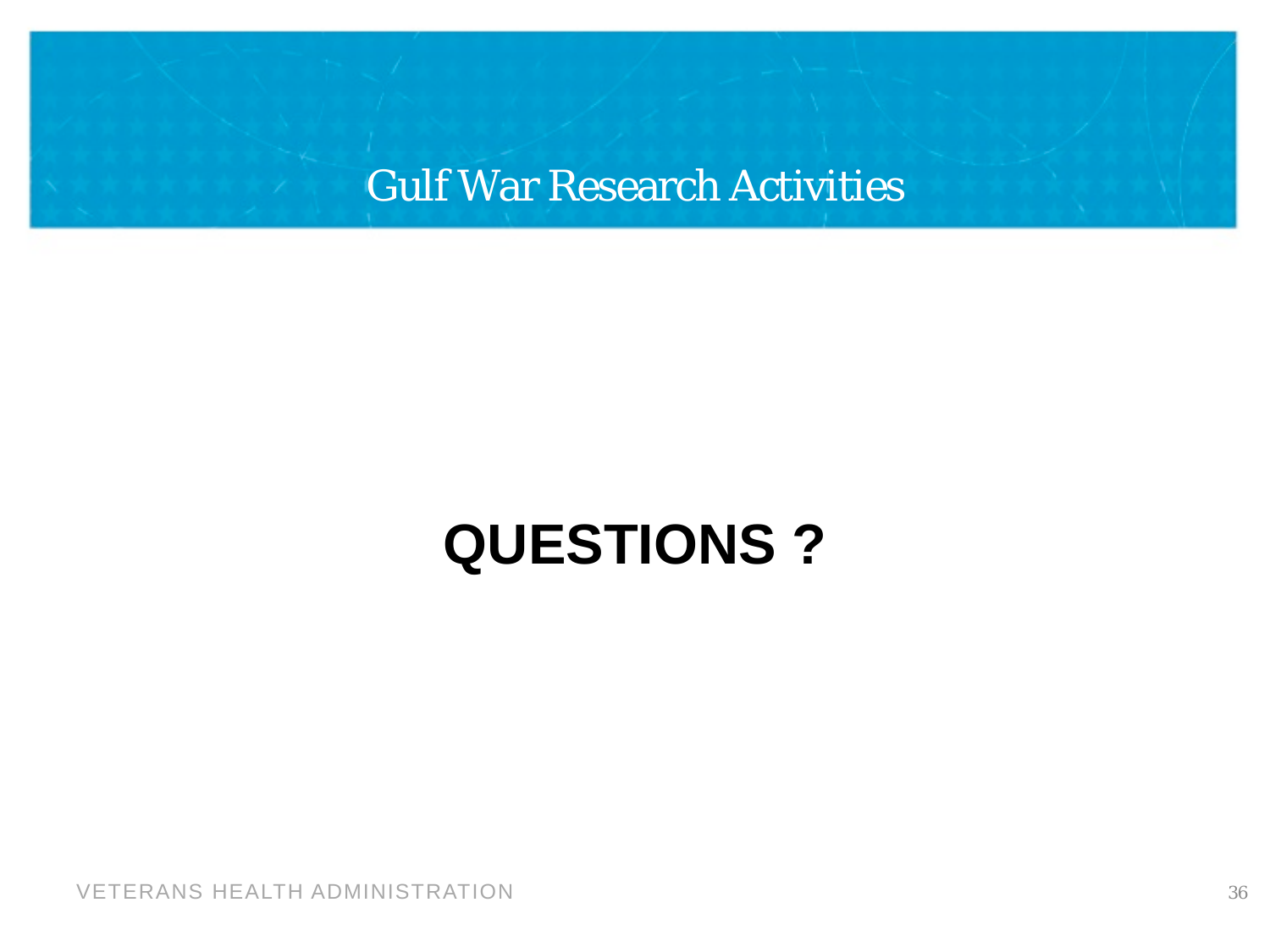# Gulf War Research Activities

**QUESTIONS ?**